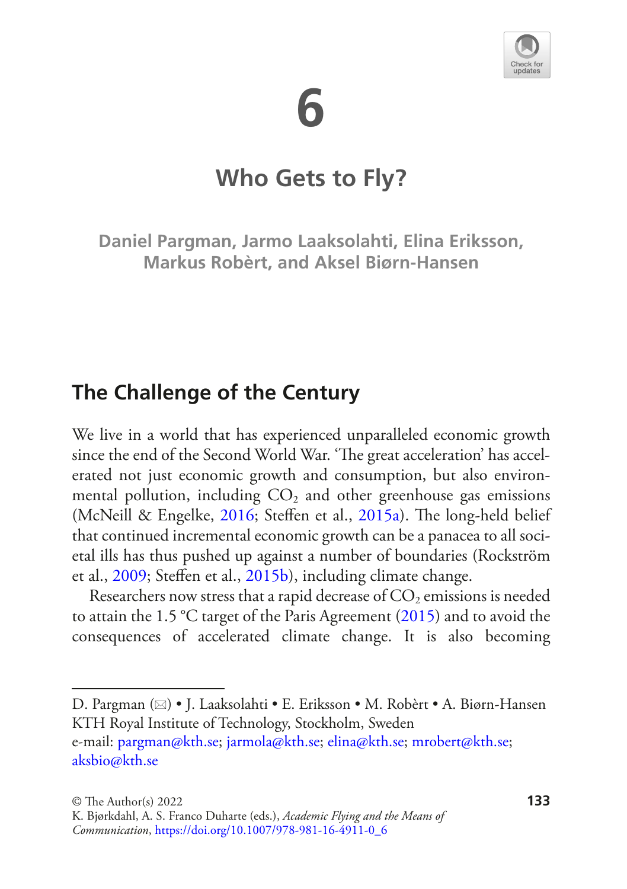# 6

# Who Gets to Fly?

**Daniel Pargman, Jarmo Laaksolahti, Elina Eriksson, Markus Robèrt, and Aksel Biørn-Hansen**

## The Challenge of the Century

We live in a world that has experienced unparalleled economic growth since the end of the Second World War. 'The great acceleration' has accelerated not just economic growth and consumption, but also environmental pollution, including $CO_2$ and other greenhouse gas emissions (McNeill & Engelke, 2016; Steffen et al., 2015a). The long-held belief that continued incremental economic growth can be a panacea to all societal ills has thus pushed up against a number of boundaries (Rockström et al., 2009; Steffen et al., 2015b), including climate change.

Researchers now stress that a rapid decrease of $CO_2$ emissions is needed to attain the 1.5 °C target of the Paris Agreement (2015) and to avoid the consequences of accelerated climate change. It is also becoming

---

D. Pargman (✉) • J. Laaksolahti • E. Eriksson • M. Robèrt • A. Biørn-Hansen
KTH Royal Institute of Technology, Stockholm, Sweden
e-mail: pargman@kth.se; jarmola@kth.se; elina@kth.se; mrobert@kth.se; aksbio@kth.se

© The Author(s) 2022
K. Bjørkdahl, A. S. Franco Duharte (eds.), *Academic Flying and the Means of Communication*, https://doi.org/10.1007/978-981-16-4911-0_6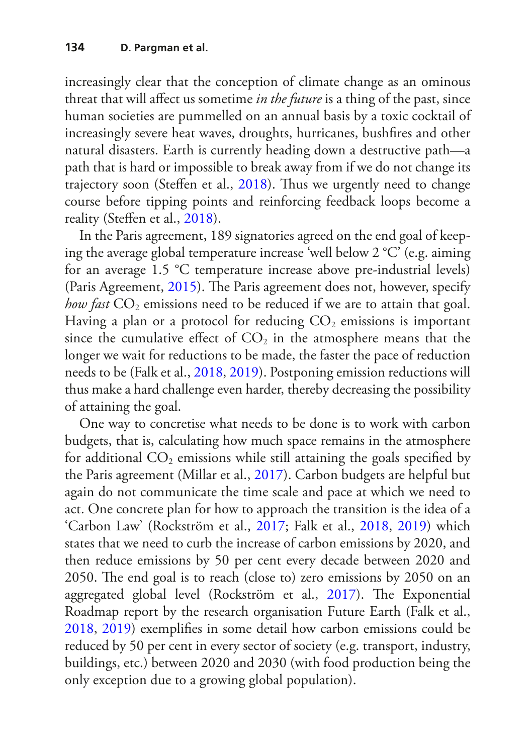increasingly clear that the conception of climate change as an ominous threat that will affect us sometime *in the future* is a thing of the past, since human societies are pummelled on an annual basis by a toxic cocktail of increasingly severe heat waves, droughts, hurricanes, bushfires and other natural disasters. Earth is currently heading down a destructive path—a path that is hard or impossible to break away from if we do not change its trajectory soon (Steffen et al., 2018). Thus we urgently need to change course before tipping points and reinforcing feedback loops become a reality (Steffen et al., 2018).

In the Paris agreement, 189 signatories agreed on the end goal of keeping the average global temperature increase 'well below 2 °C' (e.g. aiming for an average 1.5 °C temperature increase above pre-industrial levels) (Paris Agreement, 2015). The Paris agreement does not, however, specify *how fast* $CO_2$ emissions need to be reduced if we are to attain that goal. Having a plan or a protocol for reducing $CO_2$ emissions is important since the cumulative effect of $CO_2$ in the atmosphere means that the longer we wait for reductions to be made, the faster the pace of reduction needs to be (Falk et al., 2018, 2019). Postponing emission reductions will thus make a hard challenge even harder, thereby decreasing the possibility of attaining the goal.

One way to concretise what needs to be done is to work with carbon budgets, that is, calculating how much space remains in the atmosphere for additional $CO_2$ emissions while still attaining the goals specified by the Paris agreement (Millar et al., 2017). Carbon budgets are helpful but again do not communicate the time scale and pace at which we need to act. One concrete plan for how to approach the transition is the idea of a 'Carbon Law' (Rockström et al., 2017; Falk et al., 2018, 2019) which states that we need to curb the increase of carbon emissions by 2020, and then reduce emissions by 50 per cent every decade between 2020 and 2050. The end goal is to reach (close to) zero emissions by 2050 on an aggregated global level (Rockström et al., 2017). The Exponential Roadmap report by the research organisation Future Earth (Falk et al., 2018, 2019) exemplifies in some detail how carbon emissions could be reduced by 50 per cent in every sector of society (e.g. transport, industry, buildings, etc.) between 2020 and 2030 (with food production being the only exception due to a growing global population).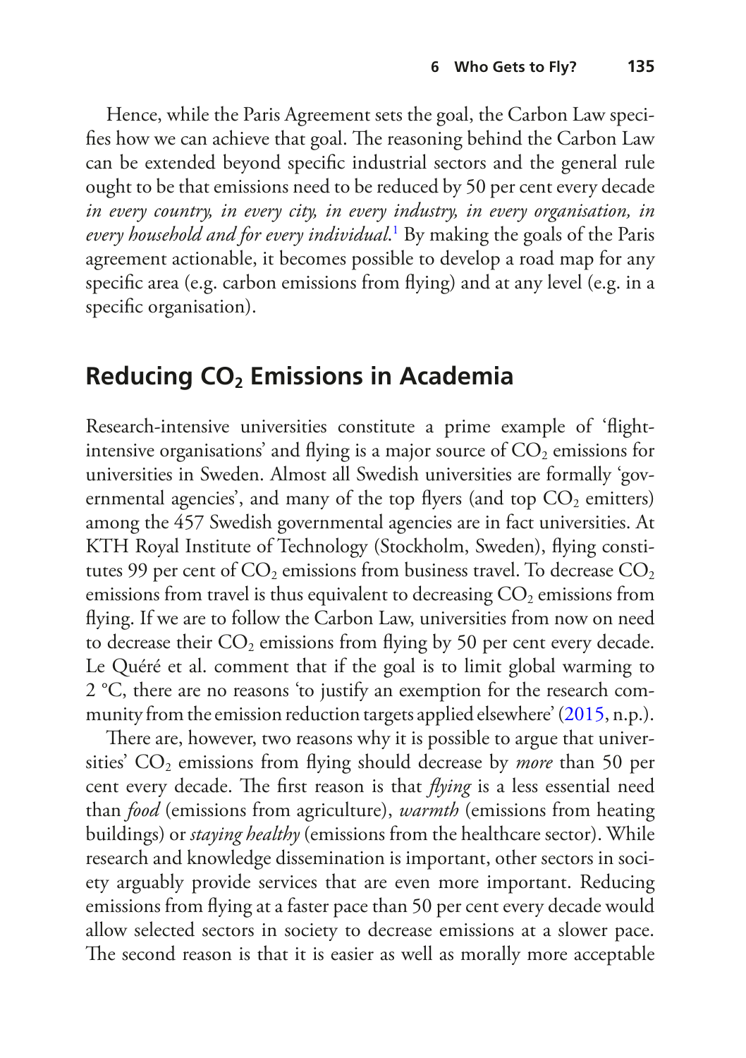Hence, while the Paris Agreement sets the goal, the Carbon Law specifies how we can achieve that goal. The reasoning behind the Carbon Law can be extended beyond specific industrial sectors and the general rule ought to be that emissions need to be reduced by 50 per cent every decade *in every country, in every city, in every industry, in every organisation, in every household and for every individual*.[1] By making the goals of the Paris agreement actionable, it becomes possible to develop a road map for any specific area (e.g. carbon emissions from flying) and at any level (e.g. in a specific organisation).

## Reducing $CO_2$ Emissions in Academia

Research-intensive universities constitute a prime example of 'flight-intensive organisations' and flying is a major source of $CO_2$ emissions for universities in Sweden. Almost all Swedish universities are formally 'governmental agencies', and many of the top flyers (and top $CO_2$ emitters) among the 457 Swedish governmental agencies are in fact universities. At KTH Royal Institute of Technology (Stockholm, Sweden), flying constitutes 99 per cent of $CO_2$ emissions from business travel. To decrease $CO_2$ emissions from travel is thus equivalent to decreasing $CO_2$ emissions from flying. If we are to follow the Carbon Law, universities from now on need to decrease their $CO_2$ emissions from flying by 50 per cent every decade. Le Quéré et al. comment that if the goal is to limit global warming to 2 °C, there are no reasons 'to justify an exemption for the research community from the emission reduction targets applied elsewhere' (2015, n.p.).

There are, however, two reasons why it is possible to argue that universities' $CO_2$ emissions from flying should decrease by *more* than 50 per cent every decade. The first reason is that *flying* is a less essential need than *food* (emissions from agriculture), *warmth* (emissions from heating buildings) or *staying healthy* (emissions from the healthcare sector). While research and knowledge dissemination is important, other sectors in society arguably provide services that are even more important. Reducing emissions from flying at a faster pace than 50 per cent every decade would allow selected sectors in society to decrease emissions at a slower pace. The second reason is that it is easier as well as morally more acceptable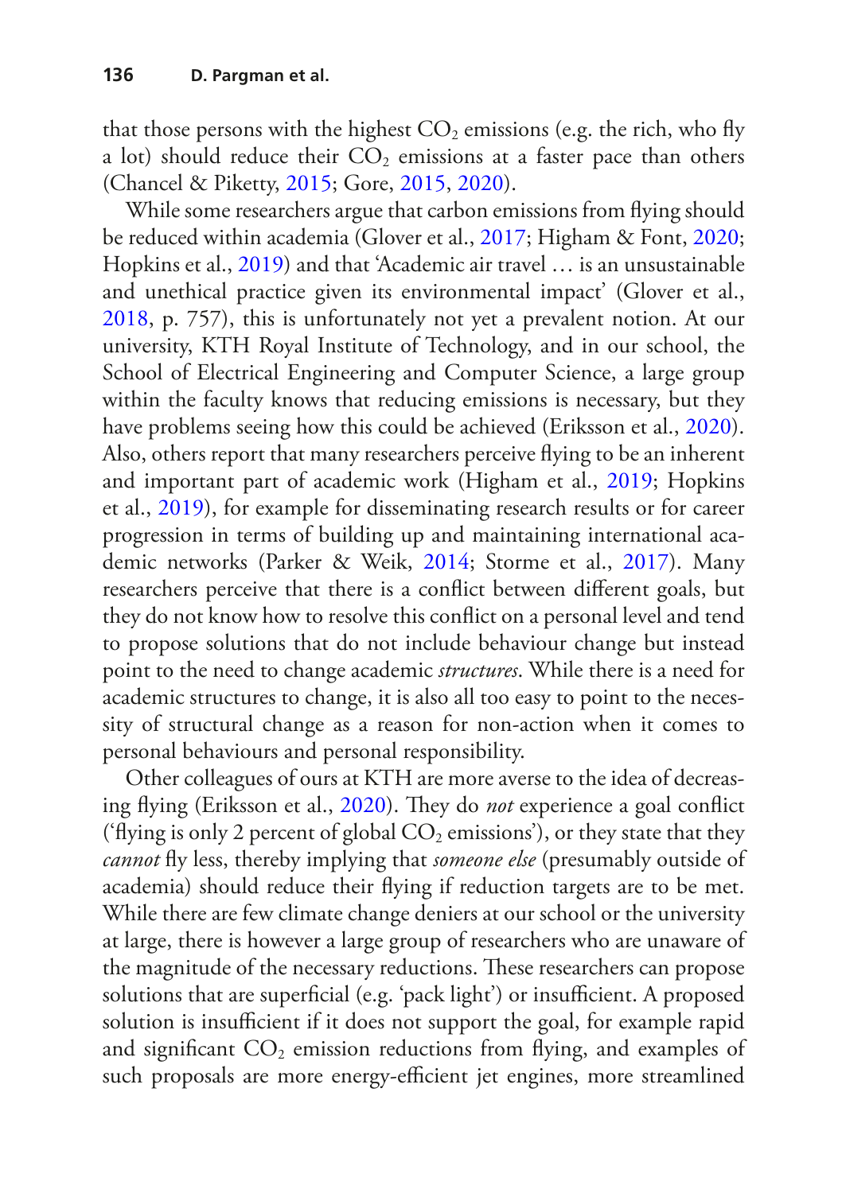that those persons with the highest $CO_2$ emissions (e.g. the rich, who fly a lot) should reduce their $CO_2$ emissions at a faster pace than others (Chancel & Piketty, 2015; Gore, 2015, 2020).

While some researchers argue that carbon emissions from flying should be reduced within academia (Glover et al., 2017; Higham & Font, 2020; Hopkins et al., 2019) and that 'Academic air travel … is an unsustainable and unethical practice given its environmental impact' (Glover et al., 2018, p. 757), this is unfortunately not yet a prevalent notion. At our university, KTH Royal Institute of Technology, and in our school, the School of Electrical Engineering and Computer Science, a large group within the faculty knows that reducing emissions is necessary, but they have problems seeing how this could be achieved (Eriksson et al., 2020). Also, others report that many researchers perceive flying to be an inherent and important part of academic work (Higham et al., 2019; Hopkins et al., 2019), for example for disseminating research results or for career progression in terms of building up and maintaining international academic networks (Parker & Weik, 2014; Storme et al., 2017). Many researchers perceive that there is a conflict between different goals, but they do not know how to resolve this conflict on a personal level and tend to propose solutions that do not include behaviour change but instead point to the need to change academic *structures*. While there is a need for academic structures to change, it is also all too easy to point to the necessity of structural change as a reason for non-action when it comes to personal behaviours and personal responsibility.

Other colleagues of ours at KTH are more averse to the idea of decreasing flying (Eriksson et al., 2020). They do *not* experience a goal conflict ('flying is only 2 percent of global $CO_2$ emissions'), or they state that they *cannot* fly less, thereby implying that *someone else* (presumably outside of academia) should reduce their flying if reduction targets are to be met. While there are few climate change deniers at our school or the university at large, there is however a large group of researchers who are unaware of the magnitude of the necessary reductions. These researchers can propose solutions that are superficial (e.g. 'pack light') or insufficient. A proposed solution is insufficient if it does not support the goal, for example rapid and significant $CO_2$ emission reductions from flying, and examples of such proposals are more energy-efficient jet engines, more streamlined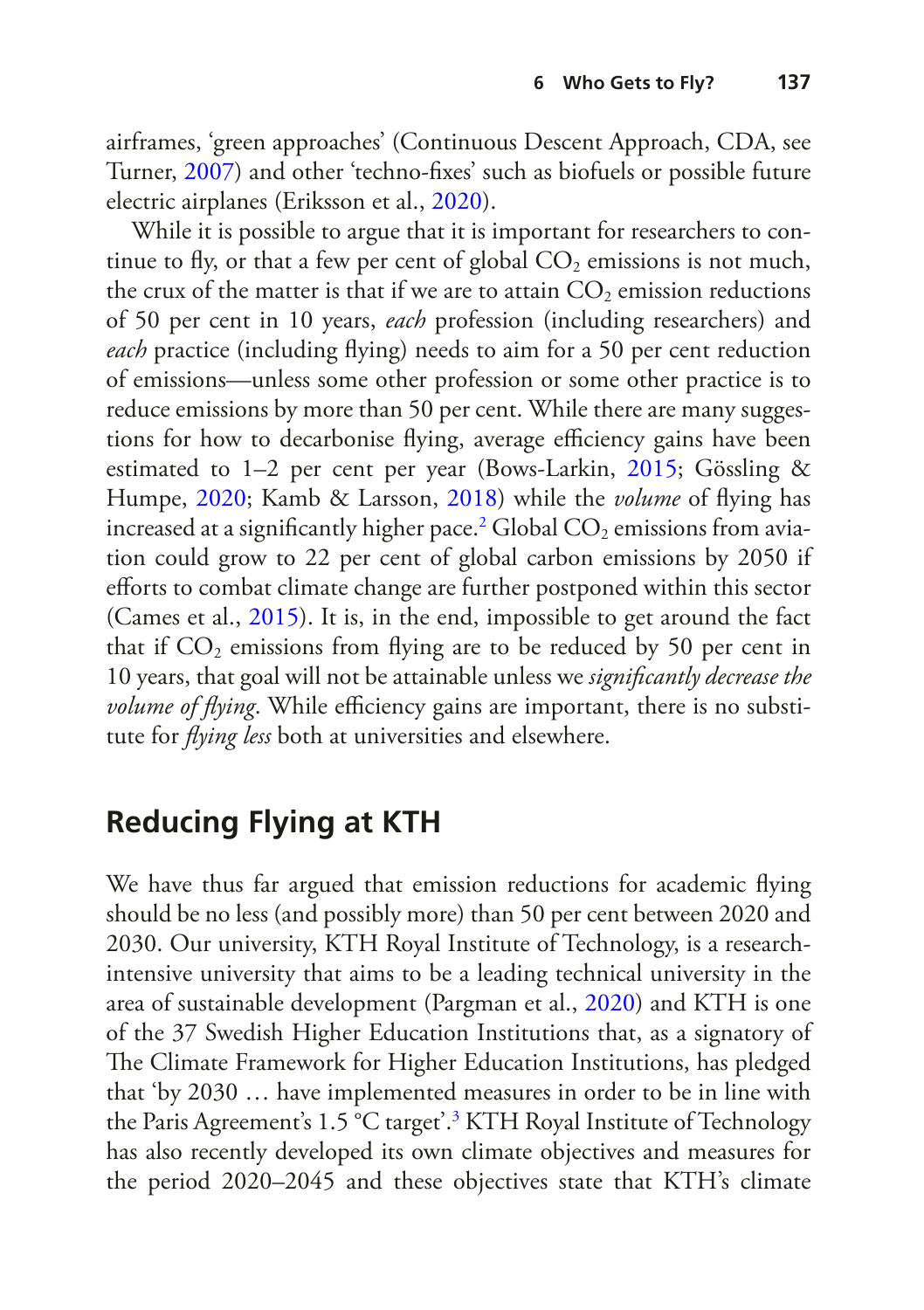airframes, 'green approaches' (Continuous Descent Approach, CDA, see Turner, 2007) and other 'techno-fixes' such as biofuels or possible future electric airplanes (Eriksson et al., 2020).

While it is possible to argue that it is important for researchers to continue to fly, or that a few per cent of global $CO_2$ emissions is not much, the crux of the matter is that if we are to attain $CO_2$ emission reductions of 50 per cent in 10 years, *each* profession (including researchers) and *each* practice (including flying) needs to aim for a 50 per cent reduction of emissions—unless some other profession or some other practice is to reduce emissions by more than 50 per cent. While there are many suggestions for how to decarbonise flying, average efficiency gains have been estimated to 1–2 per cent per year (Bows-Larkin, 2015; Gössling & Humpe, 2020; Kamb & Larsson, 2018) while the *volume* of flying has increased at a significantly higher pace.[2] Global $CO_2$ emissions from aviation could grow to 22 per cent of global carbon emissions by 2050 if efforts to combat climate change are further postponed within this sector (Cames et al., 2015). It is, in the end, impossible to get around the fact that if $CO_2$ emissions from flying are to be reduced by 50 per cent in 10 years, that goal will not be attainable unless we *significantly decrease the volume of flying*. While efficiency gains are important, there is no substitute for *flying less* both at universities and elsewhere.

## Reducing Flying at KTH

We have thus far argued that emission reductions for academic flying should be no less (and possibly more) than 50 per cent between 2020 and 2030. Our university, KTH Royal Institute of Technology, is a research-intensive university that aims to be a leading technical university in the area of sustainable development (Pargman et al., 2020) and KTH is one of the 37 Swedish Higher Education Institutions that, as a signatory of The Climate Framework for Higher Education Institutions, has pledged that 'by 2030 … have implemented measures in order to be in line with the Paris Agreement's 1.5 °C target'.[3] KTH Royal Institute of Technology has also recently developed its own climate objectives and measures for the period 2020–2045 and these objectives state that KTH's climate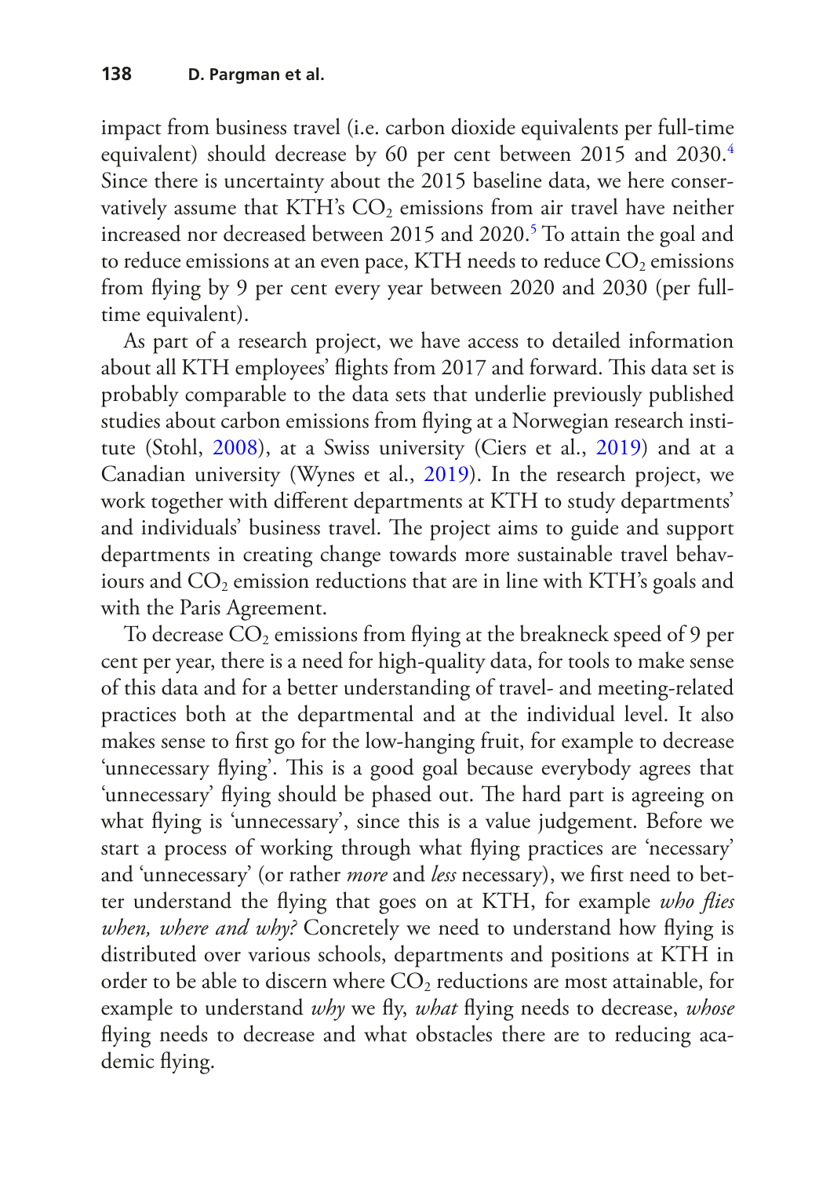impact from business travel (i.e. carbon dioxide equivalents per full-time equivalent) should decrease by 60 per cent between 2015 and 2030.[4] Since there is uncertainty about the 2015 baseline data, we here conservatively assume that KTH's $CO_2$ emissions from air travel have neither increased nor decreased between 2015 and 2020.[5] To attain the goal and to reduce emissions at an even pace, KTH needs to reduce $CO_2$ emissions from flying by 9 per cent every year between 2020 and 2030 (per full-time equivalent).

As part of a research project, we have access to detailed information about all KTH employees' flights from 2017 and forward. This data set is probably comparable to the data sets that underlie previously published studies about carbon emissions from flying at a Norwegian research institute (Stohl, 2008), at a Swiss university (Ciers et al., 2019) and at a Canadian university (Wynes et al., 2019). In the research project, we work together with different departments at KTH to study departments' and individuals' business travel. The project aims to guide and support departments in creating change towards more sustainable travel behaviours and $CO_2$ emission reductions that are in line with KTH's goals and with the Paris Agreement.

To decrease $CO_2$ emissions from flying at the breakneck speed of 9 per cent per year, there is a need for high-quality data, for tools to make sense of this data and for a better understanding of travel- and meeting-related practices both at the departmental and at the individual level. It also makes sense to first go for the low-hanging fruit, for example to decrease 'unnecessary flying'. This is a good goal because everybody agrees that 'unnecessary' flying should be phased out. The hard part is agreeing on what flying is 'unnecessary', since this is a value judgement. Before we start a process of working through what flying practices are 'necessary' and 'unnecessary' (or rather *more* and *less* necessary), we first need to better understand the flying that goes on at KTH, for example *who flies when, where and why?* Concretely we need to understand how flying is distributed over various schools, departments and positions at KTH in order to be able to discern where $CO_2$ reductions are most attainable, for example to understand *why* we fly, *what* flying needs to decrease, *whose* flying needs to decrease and what obstacles there are to reducing academic flying.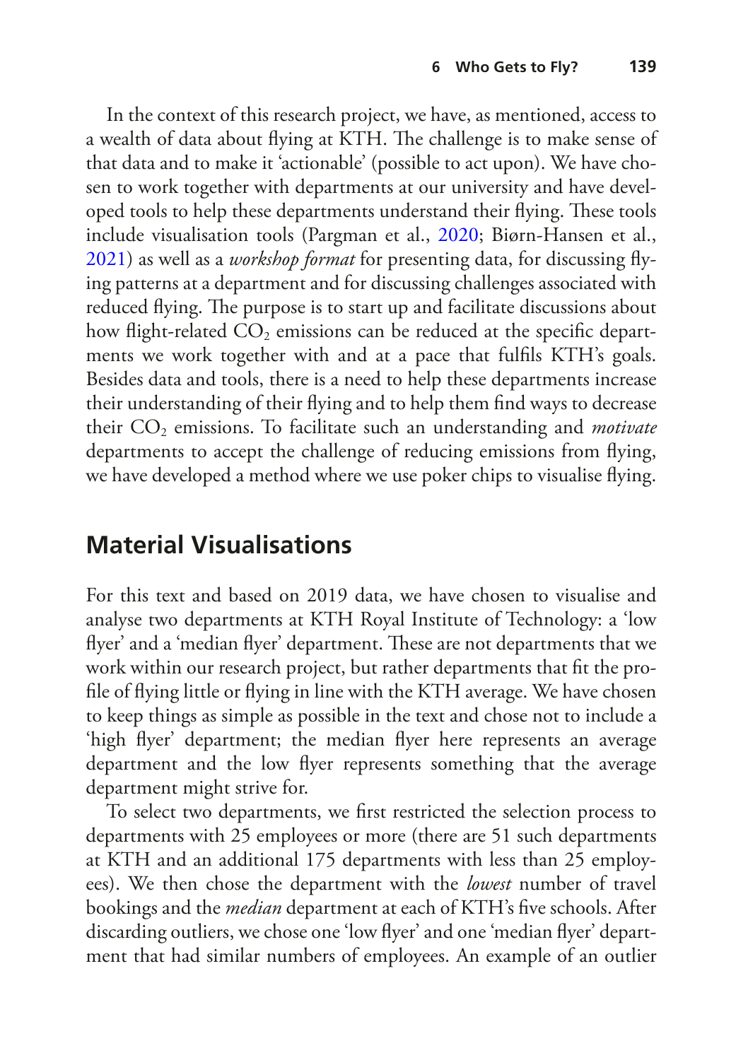In the context of this research project, we have, as mentioned, access to a wealth of data about flying at KTH. The challenge is to make sense of that data and to make it 'actionable' (possible to act upon). We have chosen to work together with departments at our university and have developed tools to help these departments understand their flying. These tools include visualisation tools (Pargman et al., 2020; Biørn-Hansen et al., 2021) as well as a *workshop format* for presenting data, for discussing flying patterns at a department and for discussing challenges associated with reduced flying. The purpose is to start up and facilitate discussions about how flight-related $CO_2$ emissions can be reduced at the specific departments we work together with and at a pace that fulfils KTH's goals. Besides data and tools, there is a need to help these departments increase their understanding of their flying and to help them find ways to decrease their $CO_2$ emissions. To facilitate such an understanding and *motivate* departments to accept the challenge of reducing emissions from flying, we have developed a method where we use poker chips to visualise flying.

## Material Visualisations

For this text and based on 2019 data, we have chosen to visualise and analyse two departments at KTH Royal Institute of Technology: a 'low flyer' and a 'median flyer' department. These are not departments that we work within our research project, but rather departments that fit the profile of flying little or flying in line with the KTH average. We have chosen to keep things as simple as possible in the text and chose not to include a 'high flyer' department; the median flyer here represents an average department and the low flyer represents something that the average department might strive for.

To select two departments, we first restricted the selection process to departments with 25 employees or more (there are 51 such departments at KTH and an additional 175 departments with less than 25 employees). We then chose the department with the *lowest* number of travel bookings and the *median* department at each of KTH's five schools. After discarding outliers, we chose one 'low flyer' and one 'median flyer' department that had similar numbers of employees. An example of an outlier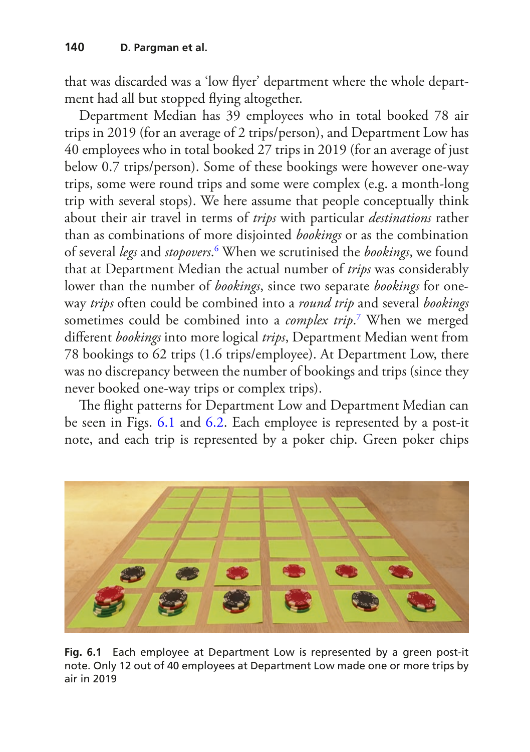that was discarded was a 'low flyer' department where the whole department had all but stopped flying altogether.

Department Median has 39 employees who in total booked 78 air trips in 2019 (for an average of 2 trips/person), and Department Low has 40 employees who in total booked 27 trips in 2019 (for an average of just below 0.7 trips/person). Some of these bookings were however one-way trips, some were round trips and some were complex (e.g. a month-long trip with several stops). We here assume that people conceptually think about their air travel in terms of *trips* with particular *destinations* rather than as combinations of more disjointed *bookings* or as the combination of several *legs* and *stopovers*.[6] When we scrutinised the *bookings*, we found that at Department Median the actual number of *trips* was considerably lower than the number of *bookings*, since two separate *bookings* for one-way *trips* often could be combined into a *round trip* and several *bookings* sometimes could be combined into a *complex trip*.[7] When we merged different *bookings* into more logical *trips*, Department Median went from 78 bookings to 62 trips (1.6 trips/employee). At Department Low, there was no discrepancy between the number of bookings and trips (since they never booked one-way trips or complex trips).

The flight patterns for Department Low and Department Median can be seen in Figs. 6.1 and 6.2. Each employee is represented by a post-it note, and each trip is represented by a poker chip. Green poker chips

**Fig. 6.1** Each employee at Department Low is represented by a green post-it note. Only 12 out of 40 employees at Department Low made one or more trips by air in 2019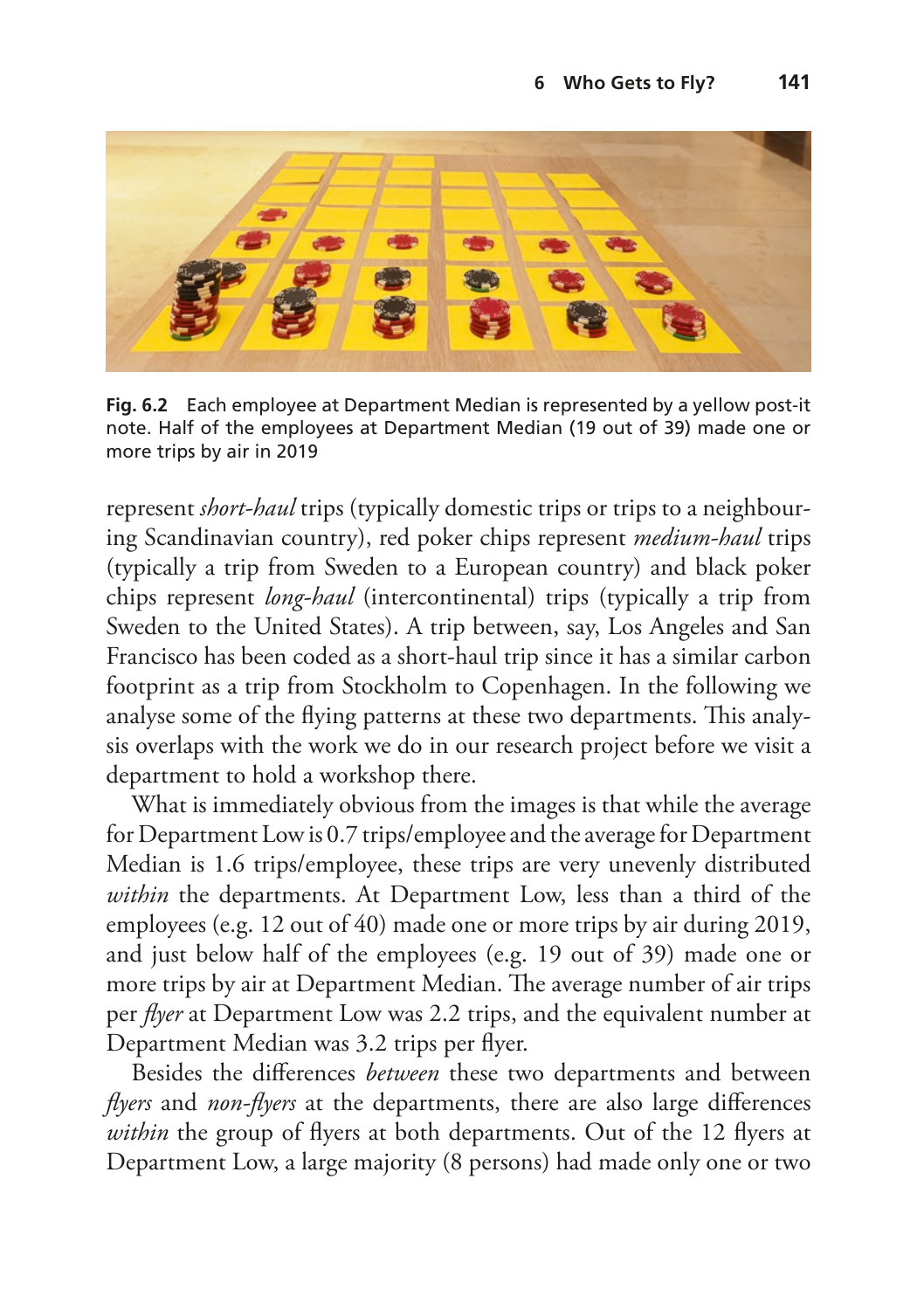**Fig. 6.2** Each employee at Department Median is represented by a yellow post-it note. Half of the employees at Department Median (19 out of 39) made one or more trips by air in 2019

represent *short-haul* trips (typically domestic trips or trips to a neighbouring Scandinavian country), red poker chips represent *medium-haul* trips (typically a trip from Sweden to a European country) and black poker chips represent *long-haul* (intercontinental) trips (typically a trip from Sweden to the United States). A trip between, say, Los Angeles and San Francisco has been coded as a short-haul trip since it has a similar carbon footprint as a trip from Stockholm to Copenhagen. In the following we analyse some of the flying patterns at these two departments. This analysis overlaps with the work we do in our research project before we visit a department to hold a workshop there.

What is immediately obvious from the images is that while the average for Department Low is 0.7 trips/employee and the average for Department Median is 1.6 trips/employee, these trips are very unevenly distributed *within* the departments. At Department Low, less than a third of the employees (e.g. 12 out of 40) made one or more trips by air during 2019, and just below half of the employees (e.g. 19 out of 39) made one or more trips by air at Department Median. The average number of air trips per *flyer* at Department Low was 2.2 trips, and the equivalent number at Department Median was 3.2 trips per flyer.

Besides the differences *between* these two departments and between *flyers* and *non-flyers* at the departments, there are also large differences *within* the group of flyers at both departments. Out of the 12 flyers at Department Low, a large majority (8 persons) had made only one or two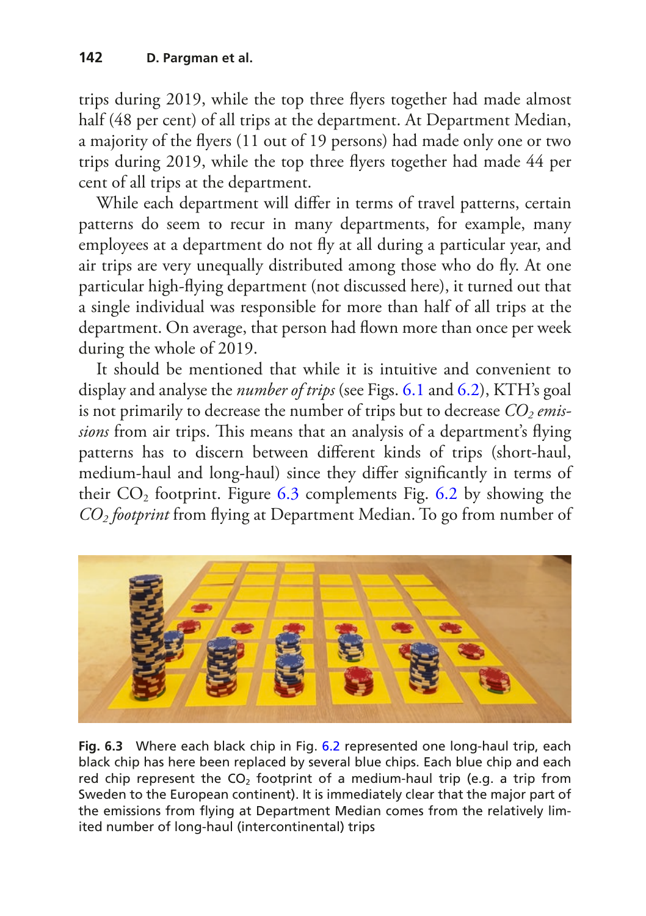trips during 2019, while the top three flyers together had made almost half (48 per cent) of all trips at the department. At Department Median, a majority of the flyers (11 out of 19 persons) had made only one or two trips during 2019, while the top three flyers together had made 44 per cent of all trips at the department.

While each department will differ in terms of travel patterns, certain patterns do seem to recur in many departments, for example, many employees at a department do not fly at all during a particular year, and air trips are very unequally distributed among those who do fly. At one particular high-flying department (not discussed here), it turned out that a single individual was responsible for more than half of all trips at the department. On average, that person had flown more than once per week during the whole of 2019.

It should be mentioned that while it is intuitive and convenient to display and analyse the *number of trips* (see Figs. 6.1 and 6.2), KTH's goal is not primarily to decrease the number of trips but to decrease *$CO_2$ emissions* from air trips. This means that an analysis of a department's flying patterns has to discern between different kinds of trips (short-haul, medium-haul and long-haul) since they differ significantly in terms of their $CO_2$ footprint. Figure 6.3 complements Fig. 6.2 by showing the *$CO_2$ footprint* from flying at Department Median. To go from number of

**Fig. 6.3** Where each black chip in Fig. 6.2 represented one long-haul trip, each black chip has here been replaced by several blue chips. Each blue chip and each red chip represent the $CO_2$ footprint of a medium-haul trip (e.g. a trip from Sweden to the European continent). It is immediately clear that the major part of the emissions from flying at Department Median comes from the relatively limited number of long-haul (intercontinental) trips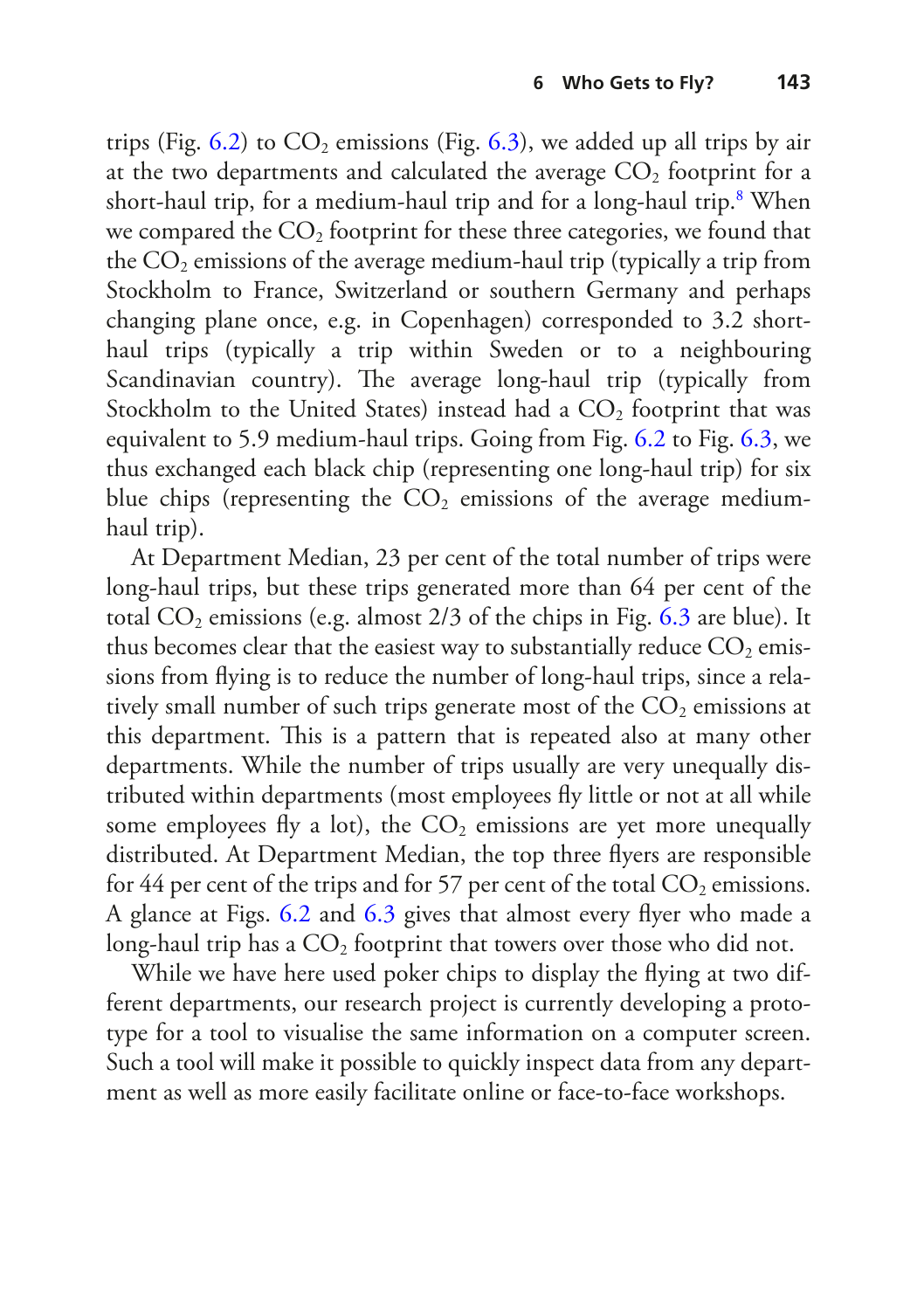trips (Fig. 6.2) to $CO_2$ emissions (Fig. 6.3), we added up all trips by air at the two departments and calculated the average $CO_2$ footprint for a short-haul trip, for a medium-haul trip and for a long-haul trip.[8] When we compared the $CO_2$ footprint for these three categories, we found that the $CO_2$ emissions of the average medium-haul trip (typically a trip from Stockholm to France, Switzerland or southern Germany and perhaps changing plane once, e.g. in Copenhagen) corresponded to 3.2 short-haul trips (typically a trip within Sweden or to a neighbouring Scandinavian country). The average long-haul trip (typically from Stockholm to the United States) instead had a $CO_2$ footprint that was equivalent to 5.9 medium-haul trips. Going from Fig. 6.2 to Fig. 6.3, we thus exchanged each black chip (representing one long-haul trip) for six blue chips (representing the $CO_2$ emissions of the average medium-haul trip).

At Department Median, 23 per cent of the total number of trips were long-haul trips, but these trips generated more than 64 per cent of the total $CO_2$ emissions (e.g. almost 2/3 of the chips in Fig. 6.3 are blue). It thus becomes clear that the easiest way to substantially reduce $CO_2$ emissions from flying is to reduce the number of long-haul trips, since a relatively small number of such trips generate most of the $CO_2$ emissions at this department. This is a pattern that is repeated also at many other departments. While the number of trips usually are very unequally distributed within departments (most employees fly little or not at all while some employees fly a lot), the $CO_2$ emissions are yet more unequally distributed. At Department Median, the top three flyers are responsible for 44 per cent of the trips and for 57 per cent of the total $CO_2$ emissions. A glance at Figs. 6.2 and 6.3 gives that almost every flyer who made a long-haul trip has a $CO_2$ footprint that towers over those who did not.

While we have here used poker chips to display the flying at two different departments, our research project is currently developing a prototype for a tool to visualise the same information on a computer screen. Such a tool will make it possible to quickly inspect data from any department as well as more easily facilitate online or face-to-face workshops.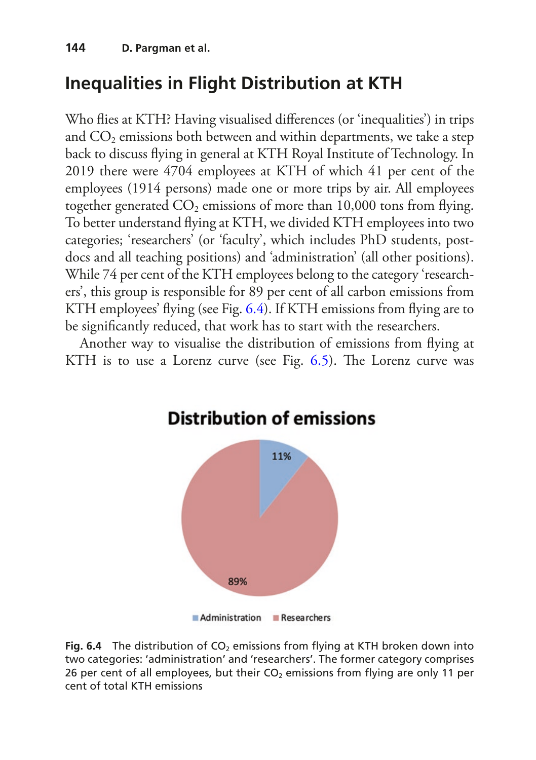## Inequalities in Flight Distribution at KTH

Who flies at KTH? Having visualised differences (or 'inequalities') in trips and $CO_2$ emissions both between and within departments, we take a step back to discuss flying in general at KTH Royal Institute of Technology. In 2019 there were 4704 employees at KTH of which 41 per cent of the employees (1914 persons) made one or more trips by air. All employees together generated $CO_2$ emissions of more than 10,000 tons from flying. To better understand flying at KTH, we divided KTH employees into two categories; 'researchers' (or 'faculty', which includes PhD students, post-docs and all teaching positions) and 'administration' (all other positions). While 74 per cent of the KTH employees belong to the category 'researchers', this group is responsible for 89 per cent of all carbon emissions from KTH employees' flying (see Fig. 6.4). If KTH emissions from flying are to be significantly reduced, that work has to start with the researchers.

Another way to visualise the distribution of emissions from flying at KTH is to use a Lorenz curve (see Fig. 6.5). The Lorenz curve was

**Distribution of emissions**

11%

89%

Administration Researchers

**Fig. 6.4** The distribution of $CO_2$ emissions from flying at KTH broken down into two categories: 'administration' and 'researchers'. The former category comprises 26 per cent of all employees, but their $CO_2$ emissions from flying are only 11 per cent of total KTH emissions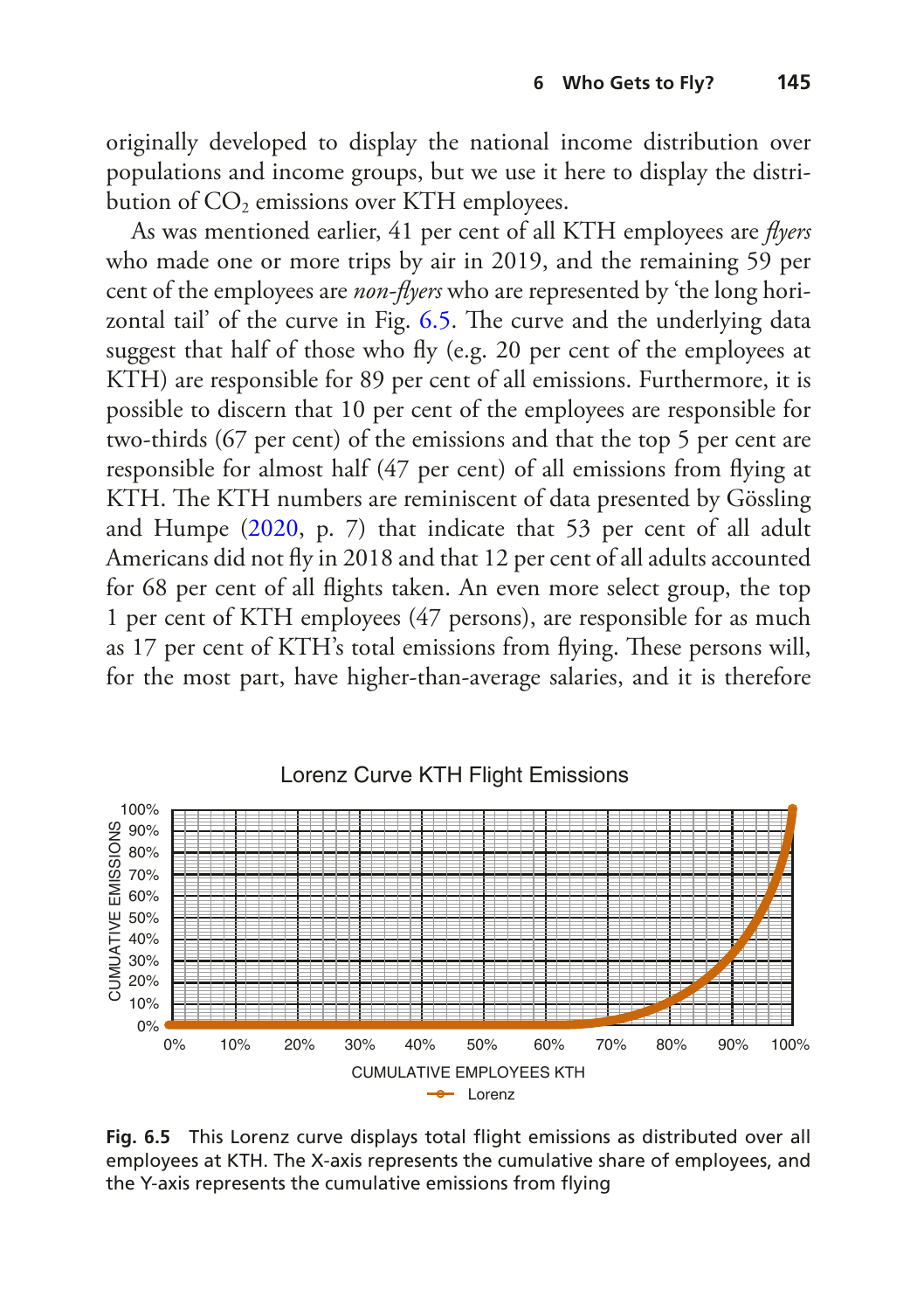originally developed to display the national income distribution over populations and income groups, but we use it here to display the distribution of $CO_2$ emissions over KTH employees.

As was mentioned earlier, 41 per cent of all KTH employees are *flyers* who made one or more trips by air in 2019, and the remaining 59 per cent of the employees are *non-flyers* who are represented by 'the long horizontal tail' of the curve in Fig. 6.5. The curve and the underlying data suggest that half of those who fly (e.g. 20 per cent of the employees at KTH) are responsible for 89 per cent of all emissions. Furthermore, it is possible to discern that 10 per cent of the employees are responsible for two-thirds (67 per cent) of the emissions and that the top 5 per cent are responsible for almost half (47 per cent) of all emissions from flying at KTH. The KTH numbers are reminiscent of data presented by Gössling and Humpe (2020, p. 7) that indicate that 53 per cent of all adult Americans did not fly in 2018 and that 12 per cent of all adults accounted for 68 per cent of all flights taken. An even more select group, the top 1 per cent of KTH employees (47 persons), are responsible for as much as 17 per cent of KTH's total emissions from flying. These persons will, for the most part, have higher-than-average salaries, and it is therefore

**Fig. 6.5** This Lorenz curve displays total flight emissions as distributed over all employees at KTH. The X-axis represents the cumulative share of employees, and the Y-axis represents the cumulative emissions from flying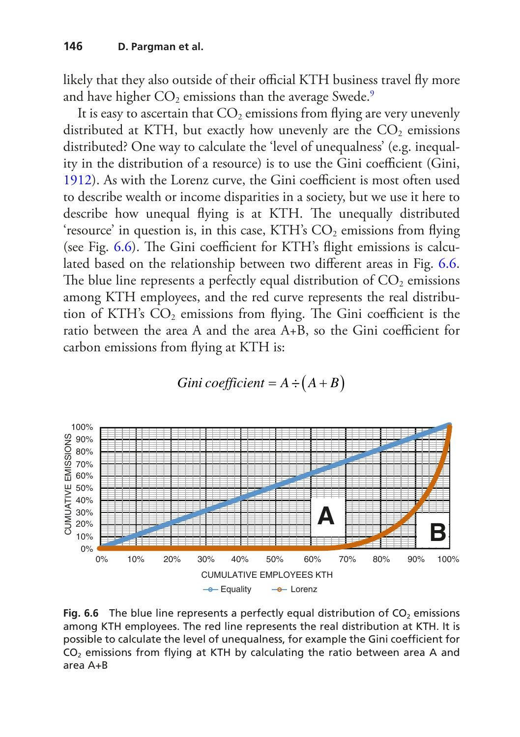likely that they also outside of their official KTH business travel fly more and have higher $CO_2$ emissions than the average Swede.[9]

It is easy to ascertain that $CO_2$ emissions from flying are very unevenly distributed at KTH, but exactly how unevenly are the $CO_2$ emissions distributed? One way to calculate the 'level of unequalness' (e.g. inequality in the distribution of a resource) is to use the Gini coefficient (Gini, 1912). As with the Lorenz curve, the Gini coefficient is most often used to describe wealth or income disparities in a society, but we use it here to describe how unequal flying is at KTH. The unequally distributed 'resource' in question is, in this case, KTH's $CO_2$ emissions from flying (see Fig. 6.6). The Gini coefficient for KTH's flight emissions is calculated based on the relationship between two different areas in Fig. 6.6. The blue line represents a perfectly equal distribution of $CO_2$ emissions among KTH employees, and the red curve represents the real distribution of KTH's $CO_2$ emissions from flying. The Gini coefficient is the ratio between the area A and the area A+B, so the Gini coefficient for carbon emissions from flying at KTH is:

$$Gini\ coefficient = A \div (A + B)$$

**Fig. 6.6** The blue line represents a perfectly equal distribution of $CO_2$ emissions among KTH employees. The red line represents the real distribution at KTH. It is possible to calculate the level of unequalness, for example the Gini coefficient for $CO_2$ emissions from flying at KTH by calculating the ratio between area A and area A+B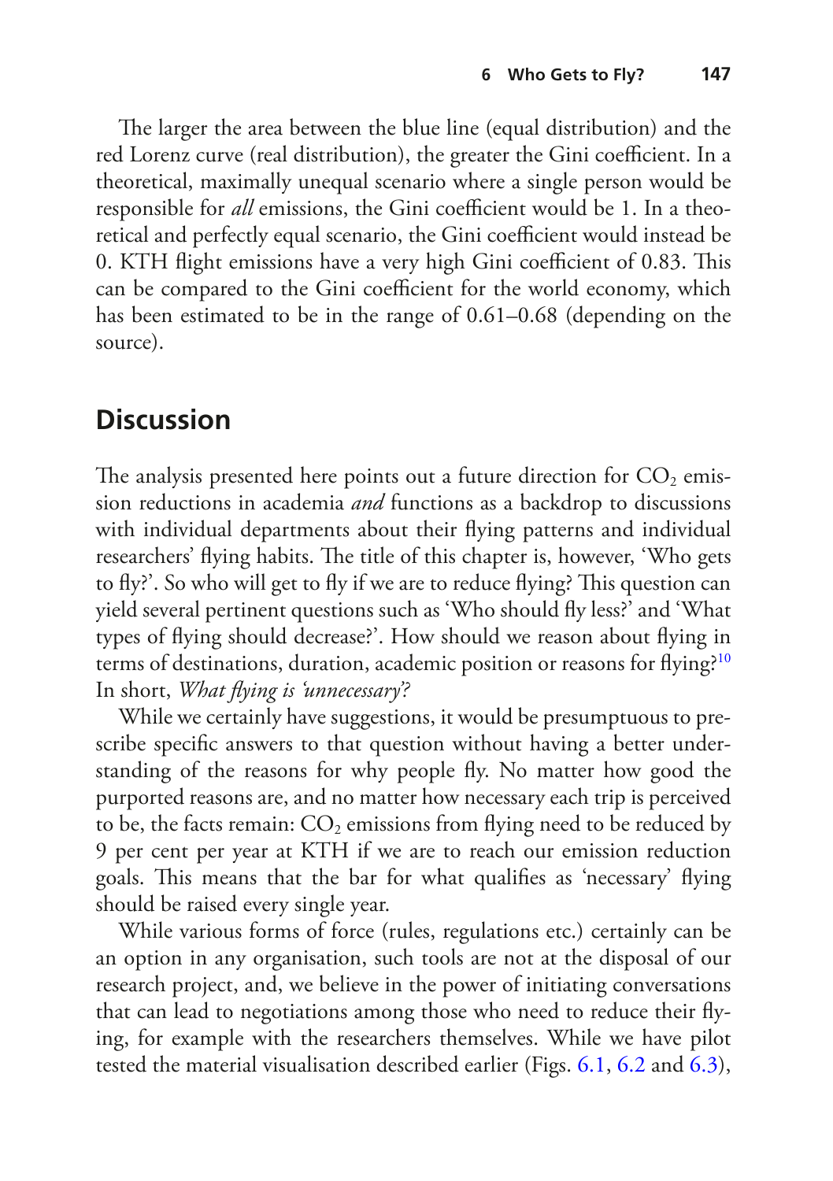The larger the area between the blue line (equal distribution) and the red Lorenz curve (real distribution), the greater the Gini coefficient. In a theoretical, maximally unequal scenario where a single person would be responsible for *all* emissions, the Gini coefficient would be 1. In a theoretical and perfectly equal scenario, the Gini coefficient would instead be 0. KTH flight emissions have a very high Gini coefficient of 0.83. This can be compared to the Gini coefficient for the world economy, which has been estimated to be in the range of 0.61–0.68 (depending on the source).

## Discussion

The analysis presented here points out a future direction for $CO_2$ emission reductions in academia *and* functions as a backdrop to discussions with individual departments about their flying patterns and individual researchers' flying habits. The title of this chapter is, however, 'Who gets to fly?'. So who will get to fly if we are to reduce flying? This question can yield several pertinent questions such as 'Who should fly less?' and 'What types of flying should decrease?'. How should we reason about flying in terms of destinations, duration, academic position or reasons for flying?[10] In short, *What flying is 'unnecessary'?*

While we certainly have suggestions, it would be presumptuous to prescribe specific answers to that question without having a better understanding of the reasons for why people fly. No matter how good the purported reasons are, and no matter how necessary each trip is perceived to be, the facts remain: $CO_2$ emissions from flying need to be reduced by 9 per cent per year at KTH if we are to reach our emission reduction goals. This means that the bar for what qualifies as 'necessary' flying should be raised every single year.

While various forms of force (rules, regulations etc.) certainly can be an option in any organisation, such tools are not at the disposal of our research project, and, we believe in the power of initiating conversations that can lead to negotiations among those who need to reduce their flying, for example with the researchers themselves. While we have pilot tested the material visualisation described earlier (Figs. 6.1, 6.2 and 6.3),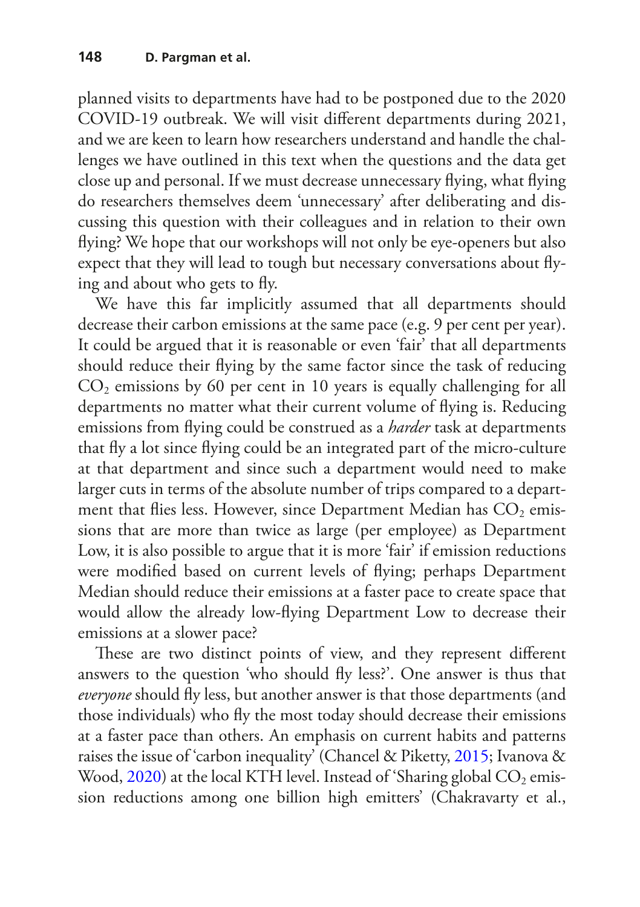planned visits to departments have had to be postponed due to the 2020 COVID-19 outbreak. We will visit different departments during 2021, and we are keen to learn how researchers understand and handle the challenges we have outlined in this text when the questions and the data get close up and personal. If we must decrease unnecessary flying, what flying do researchers themselves deem 'unnecessary' after deliberating and discussing this question with their colleagues and in relation to their own flying? We hope that our workshops will not only be eye-openers but also expect that they will lead to tough but necessary conversations about flying and about who gets to fly.

We have this far implicitly assumed that all departments should decrease their carbon emissions at the same pace (e.g. 9 per cent per year). It could be argued that it is reasonable or even 'fair' that all departments should reduce their flying by the same factor since the task of reducing $CO_2$ emissions by 60 per cent in 10 years is equally challenging for all departments no matter what their current volume of flying is. Reducing emissions from flying could be construed as a *harder* task at departments that fly a lot since flying could be an integrated part of the micro-culture at that department and since such a department would need to make larger cuts in terms of the absolute number of trips compared to a department that flies less. However, since Department Median has $CO_2$ emissions that are more than twice as large (per employee) as Department Low, it is also possible to argue that it is more 'fair' if emission reductions were modified based on current levels of flying; perhaps Department Median should reduce their emissions at a faster pace to create space that would allow the already low-flying Department Low to decrease their emissions at a slower pace?

These are two distinct points of view, and they represent different answers to the question 'who should fly less?'. One answer is thus that *everyone* should fly less, but another answer is that those departments (and those individuals) who fly the most today should decrease their emissions at a faster pace than others. An emphasis on current habits and patterns raises the issue of 'carbon inequality' (Chancel & Piketty, 2015; Ivanova & Wood, 2020) at the local KTH level. Instead of 'Sharing global $CO_2$ emission reductions among one billion high emitters' (Chakravarty et al.,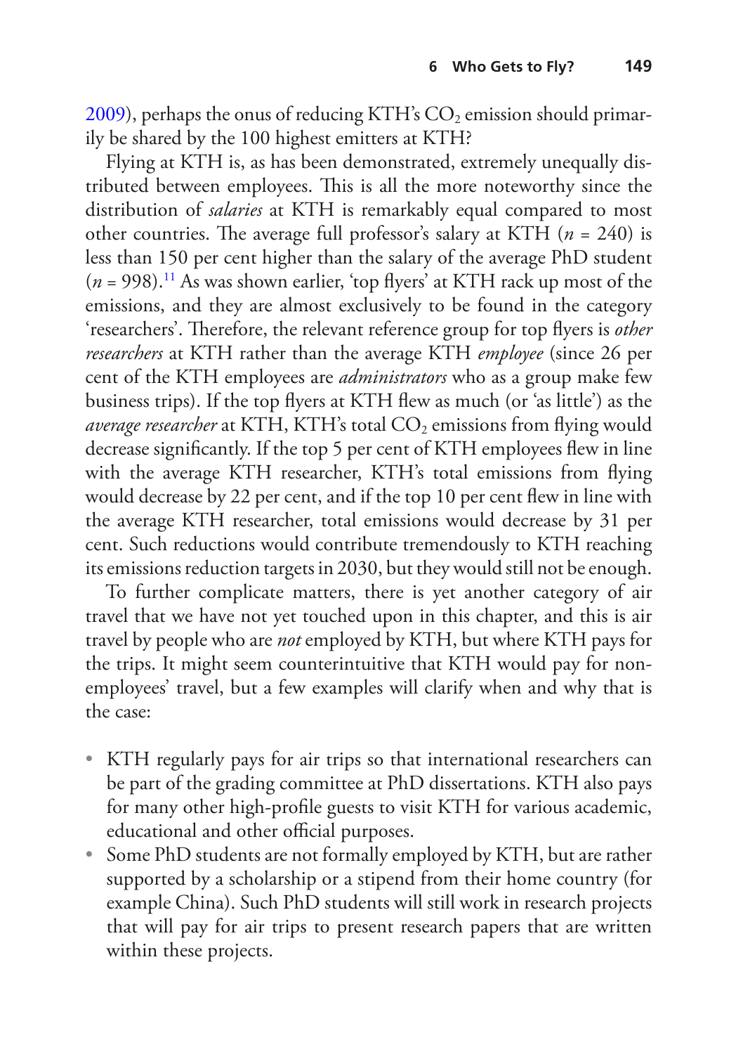2009), perhaps the onus of reducing KTH's $CO_2$ emission should primarily be shared by the 100 highest emitters at KTH?

Flying at KTH is, as has been demonstrated, extremely unequally distributed between employees. This is all the more noteworthy since the distribution of *salaries* at KTH is remarkably equal compared to most other countries. The average full professor's salary at KTH ($n = 240$) is less than 150 per cent higher than the salary of the average PhD student ($n = 998$).[11] As was shown earlier, 'top flyers' at KTH rack up most of the emissions, and they are almost exclusively to be found in the category 'researchers'. Therefore, the relevant reference group for top flyers is *other researchers* at KTH rather than the average KTH *employee* (since 26 per cent of the KTH employees are *administrators* who as a group make few business trips). If the top flyers at KTH flew as much (or 'as little') as the *average researcher* at KTH, KTH's total $CO_2$ emissions from flying would decrease significantly. If the top 5 per cent of KTH employees flew in line with the average KTH researcher, KTH's total emissions from flying would decrease by 22 per cent, and if the top 10 per cent flew in line with the average KTH researcher, total emissions would decrease by 31 per cent. Such reductions would contribute tremendously to KTH reaching its emissions reduction targets in 2030, but they would still not be enough.

To further complicate matters, there is yet another category of air travel that we have not yet touched upon in this chapter, and this is air travel by people who are *not* employed by KTH, but where KTH pays for the trips. It might seem counterintuitive that KTH would pay for non-employees' travel, but a few examples will clarify when and why that is the case:

- KTH regularly pays for air trips so that international researchers can be part of the grading committee at PhD dissertations. KTH also pays for many other high-profile guests to visit KTH for various academic, educational and other official purposes.
- Some PhD students are not formally employed by KTH, but are rather supported by a scholarship or a stipend from their home country (for example China). Such PhD students will still work in research projects that will pay for air trips to present research papers that are written within these projects.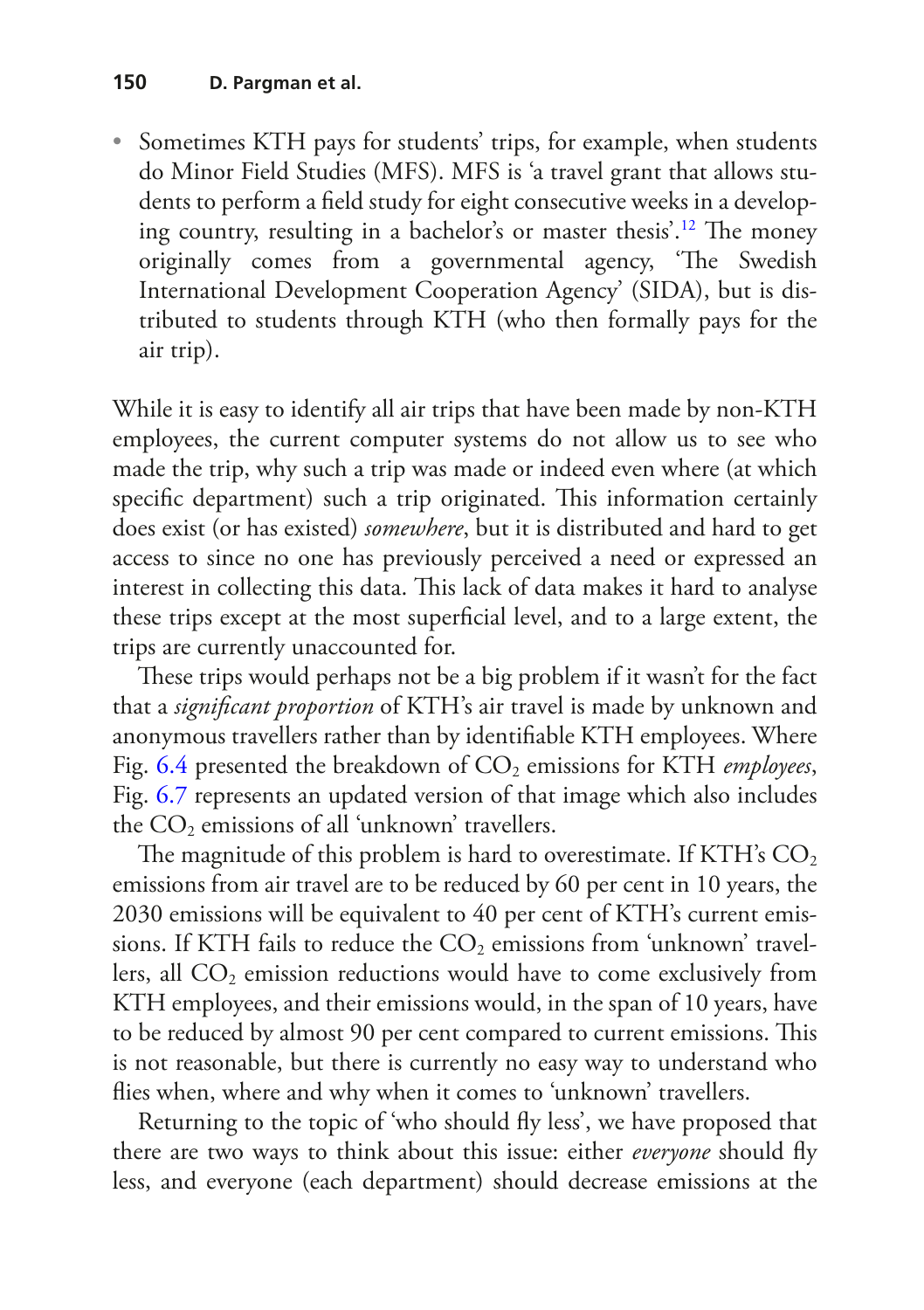- Sometimes KTH pays for students' trips, for example, when students do Minor Field Studies (MFS). MFS is 'a travel grant that allows students to perform a field study for eight consecutive weeks in a developing country, resulting in a bachelor's or master thesis'.[12] The money originally comes from a governmental agency, 'The Swedish International Development Cooperation Agency' (SIDA), but is distributed to students through KTH (who then formally pays for the air trip).

While it is easy to identify all air trips that have been made by non-KTH employees, the current computer systems do not allow us to see who made the trip, why such a trip was made or indeed even where (at which specific department) such a trip originated. This information certainly does exist (or has existed) *somewhere*, but it is distributed and hard to get access to since no one has previously perceived a need or expressed an interest in collecting this data. This lack of data makes it hard to analyse these trips except at the most superficial level, and to a large extent, the trips are currently unaccounted for.

These trips would perhaps not be a big problem if it wasn't for the fact that a *significant proportion* of KTH's air travel is made by unknown and anonymous travellers rather than by identifiable KTH employees. Where Fig. 6.4 presented the breakdown of $CO_2$ emissions for KTH *employees*, Fig. 6.7 represents an updated version of that image which also includes the $CO_2$ emissions of all 'unknown' travellers.

The magnitude of this problem is hard to overestimate. If KTH's $CO_2$ emissions from air travel are to be reduced by 60 per cent in 10 years, the 2030 emissions will be equivalent to 40 per cent of KTH's current emissions. If KTH fails to reduce the $CO_2$ emissions from 'unknown' travellers, all $CO_2$ emission reductions would have to come exclusively from KTH employees, and their emissions would, in the span of 10 years, have to be reduced by almost 90 per cent compared to current emissions. This is not reasonable, but there is currently no easy way to understand who flies when, where and why when it comes to 'unknown' travellers.

Returning to the topic of 'who should fly less', we have proposed that there are two ways to think about this issue: either *everyone* should fly less, and everyone (each department) should decrease emissions at the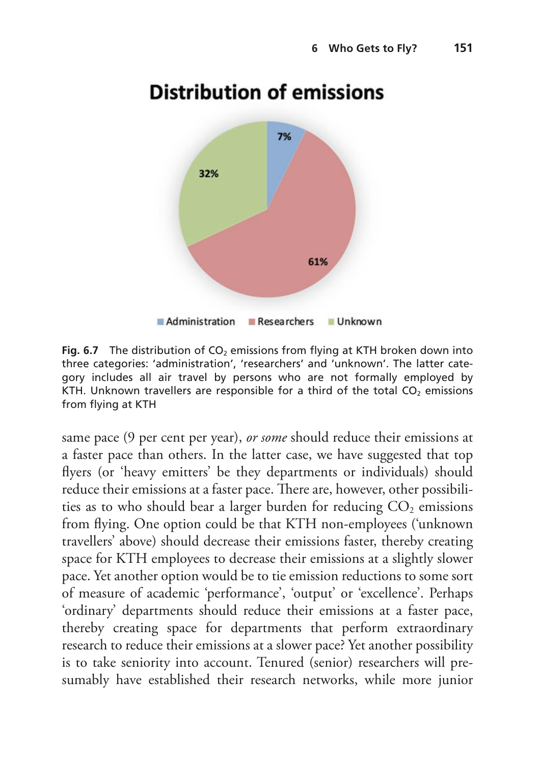**Distribution of emissions**

Administration 7% | Researchers 61% | Unknown 32%

**Fig. 6.7** The distribution of $CO_2$ emissions from flying at KTH broken down into three categories: 'administration', 'researchers' and 'unknown'. The latter category includes all air travel by persons who are not formally employed by KTH. Unknown travellers are responsible for a third of the total $CO_2$ emissions from flying at KTH

same pace (9 per cent per year), *or some* should reduce their emissions at a faster pace than others. In the latter case, we have suggested that top flyers (or 'heavy emitters' be they departments or individuals) should reduce their emissions at a faster pace. There are, however, other possibilities as to who should bear a larger burden for reducing $CO_2$ emissions from flying. One option could be that KTH non-employees ('unknown travellers' above) should decrease their emissions faster, thereby creating space for KTH employees to decrease their emissions at a slightly slower pace. Yet another option would be to tie emission reductions to some sort of measure of academic 'performance', 'output' or 'excellence'. Perhaps 'ordinary' departments should reduce their emissions at a faster pace, thereby creating space for departments that perform extraordinary research to reduce their emissions at a slower pace? Yet another possibility is to take seniority into account. Tenured (senior) researchers will presumably have established their research networks, while more junior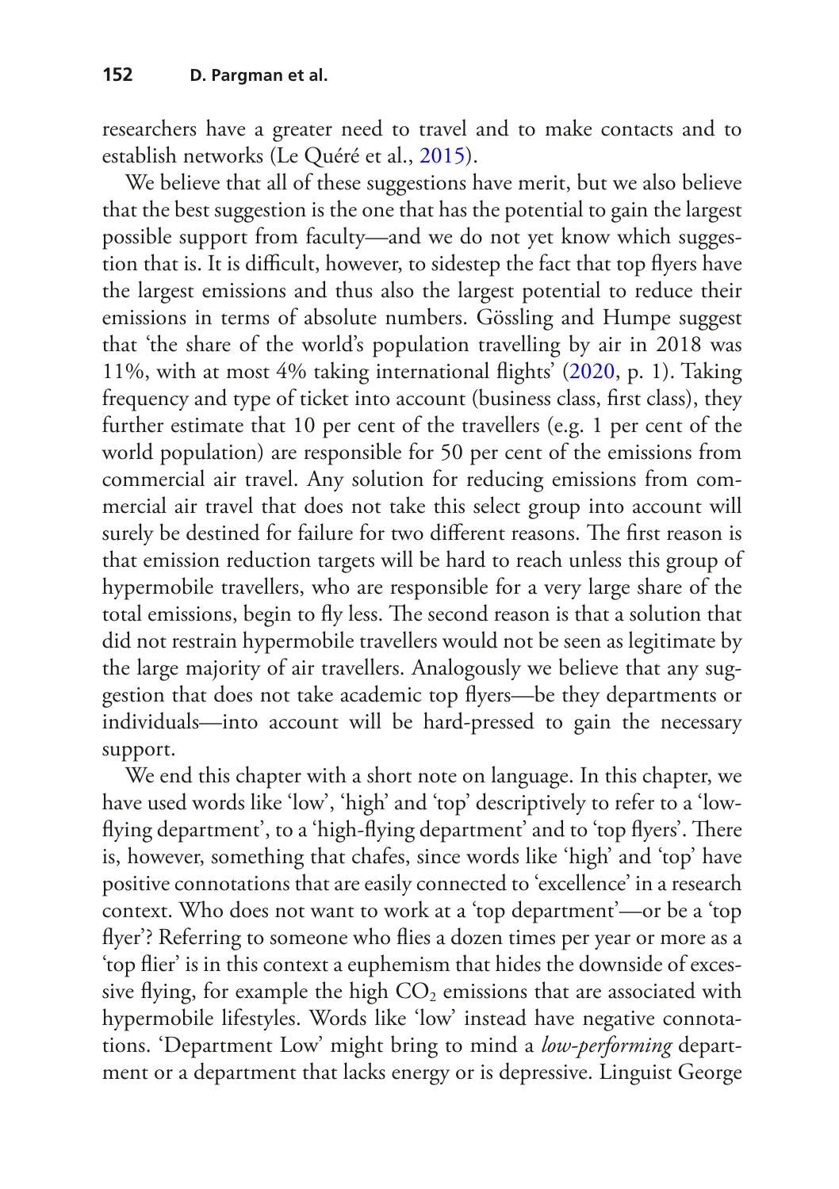researchers have a greater need to travel and to make contacts and to establish networks (Le Quéré et al., 2015).

We believe that all of these suggestions have merit, but we also believe that the best suggestion is the one that has the potential to gain the largest possible support from faculty—and we do not yet know which suggestion that is. It is difficult, however, to sidestep the fact that top flyers have the largest emissions and thus also the largest potential to reduce their emissions in terms of absolute numbers. Gössling and Humpe suggest that 'the share of the world's population travelling by air in 2018 was 11%, with at most 4% taking international flights' (2020, p. 1). Taking frequency and type of ticket into account (business class, first class), they further estimate that 10 per cent of the travellers (e.g. 1 per cent of the world population) are responsible for 50 per cent of the emissions from commercial air travel. Any solution for reducing emissions from commercial air travel that does not take this select group into account will surely be destined for failure for two different reasons. The first reason is that emission reduction targets will be hard to reach unless this group of hypermobile travellers, who are responsible for a very large share of the total emissions, begin to fly less. The second reason is that a solution that did not restrain hypermobile travellers would not be seen as legitimate by the large majority of air travellers. Analogously we believe that any suggestion that does not take academic top flyers—be they departments or individuals—into account will be hard-pressed to gain the necessary support.

We end this chapter with a short note on language. In this chapter, we have used words like 'low', 'high' and 'top' descriptively to refer to a 'low-flying department', to a 'high-flying department' and to 'top flyers'. There is, however, something that chafes, since words like 'high' and 'top' have positive connotations that are easily connected to 'excellence' in a research context. Who does not want to work at a 'top department'—or be a 'top flyer'? Referring to someone who flies a dozen times per year or more as a 'top flier' is in this context a euphemism that hides the downside of excessive flying, for example the high $CO_2$ emissions that are associated with hypermobile lifestyles. Words like 'low' instead have negative connotations. 'Department Low' might bring to mind a *low-performing* department or a department that lacks energy or is depressive. Linguist George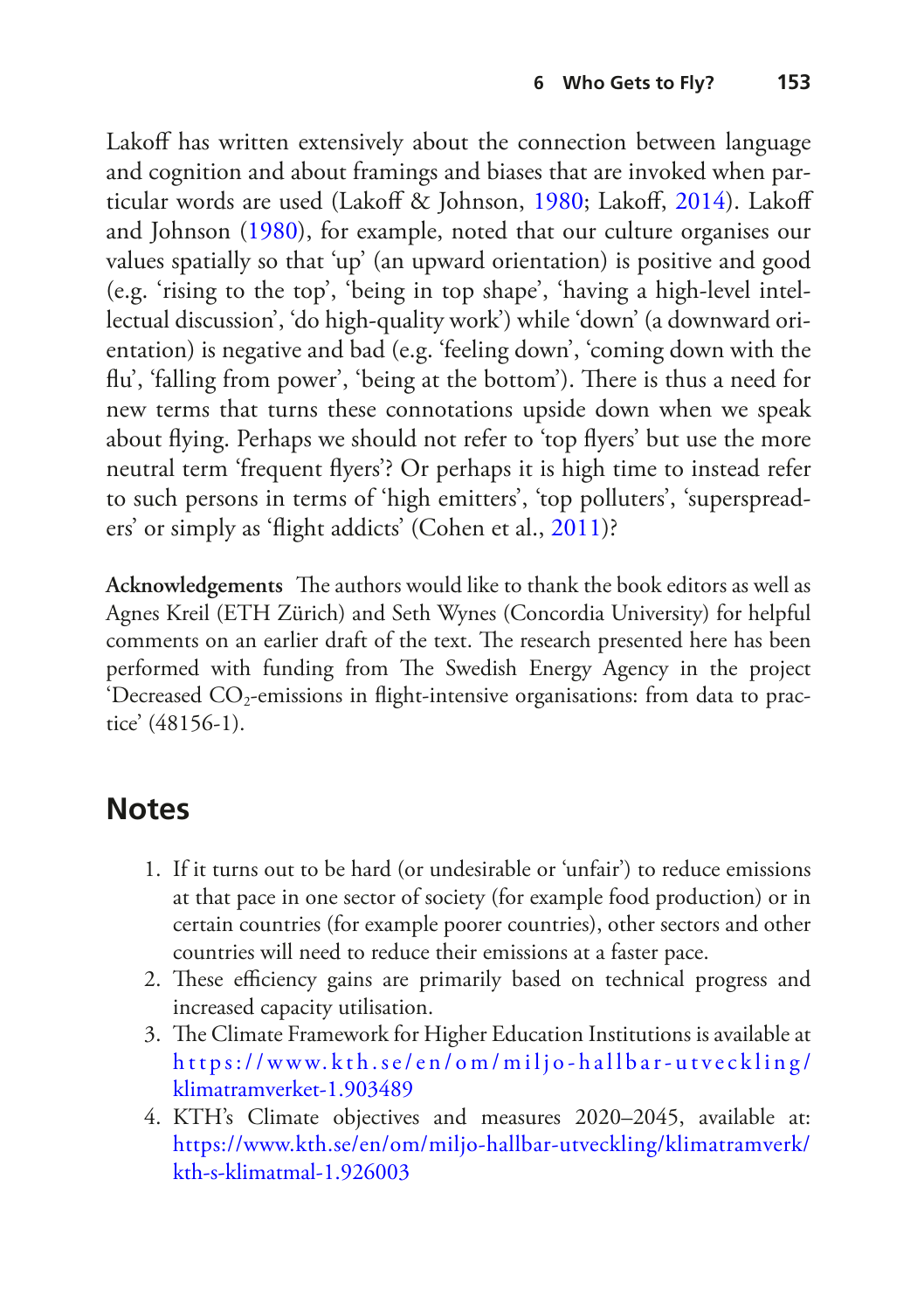Lakoff has written extensively about the connection between language and cognition and about framings and biases that are invoked when particular words are used (Lakoff & Johnson, 1980; Lakoff, 2014). Lakoff and Johnson (1980), for example, noted that our culture organises our values spatially so that 'up' (an upward orientation) is positive and good (e.g. 'rising to the top', 'being in top shape', 'having a high-level intellectual discussion', 'do high-quality work') while 'down' (a downward orientation) is negative and bad (e.g. 'feeling down', 'coming down with the flu', 'falling from power', 'being at the bottom'). There is thus a need for new terms that turns these connotations upside down when we speak about flying. Perhaps we should not refer to 'top flyers' but use the more neutral term 'frequent flyers'? Or perhaps it is high time to instead refer to such persons in terms of 'high emitters', 'top polluters', 'superspreaders' or simply as 'flight addicts' (Cohen et al., 2011)?

**Acknowledgements** The authors would like to thank the book editors as well as Agnes Kreil (ETH Zürich) and Seth Wynes (Concordia University) for helpful comments on an earlier draft of the text. The research presented here has been performed with funding from The Swedish Energy Agency in the project 'Decreased $CO_2$-emissions in flight-intensive organisations: from data to practice' (48156-1).

## Notes

1. If it turns out to be hard (or undesirable or 'unfair') to reduce emissions at that pace in one sector of society (for example food production) or in certain countries (for example poorer countries), other sectors and other countries will need to reduce their emissions at a faster pace.
2. These efficiency gains are primarily based on technical progress and increased capacity utilisation.
3. The Climate Framework for Higher Education Institutions is available at https://www.kth.se/en/om/miljo-hallbar-utveckling/klimatramverket-1.903489
4. KTH's Climate objectives and measures 2020–2045, available at: https://www.kth.se/en/om/miljo-hallbar-utveckling/klimatramverk/kth-s-klimatmal-1.926003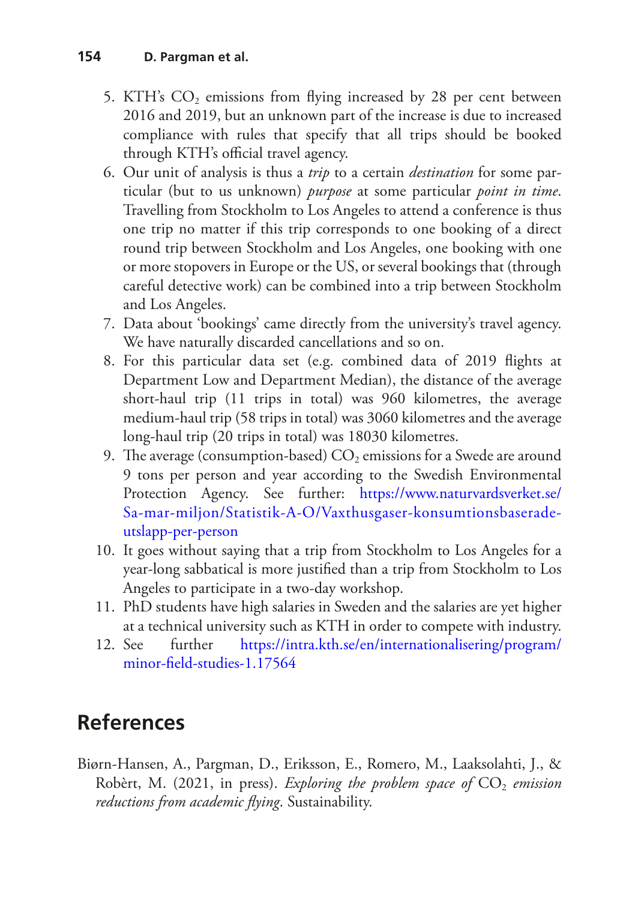5. KTH's $CO_2$ emissions from flying increased by 28 per cent between 2016 and 2019, but an unknown part of the increase is due to increased compliance with rules that specify that all trips should be booked through KTH's official travel agency.
6. Our unit of analysis is thus a *trip* to a certain *destination* for some particular (but to us unknown) *purpose* at some particular *point in time*. Travelling from Stockholm to Los Angeles to attend a conference is thus one trip no matter if this trip corresponds to one booking of a direct round trip between Stockholm and Los Angeles, one booking with one or more stopovers in Europe or the US, or several bookings that (through careful detective work) can be combined into a trip between Stockholm and Los Angeles.
7. Data about 'bookings' came directly from the university's travel agency. We have naturally discarded cancellations and so on.
8. For this particular data set (e.g. combined data of 2019 flights at Department Low and Department Median), the distance of the average short-haul trip (11 trips in total) was 960 kilometres, the average medium-haul trip (58 trips in total) was 3060 kilometres and the average long-haul trip (20 trips in total) was 18030 kilometres.
9. The average (consumption-based) $CO_2$ emissions for a Swede are around 9 tons per person and year according to the Swedish Environmental Protection Agency. See further: https://www.naturvardsverket.se/Sa-mar-miljon/Statistik-A-O/Vaxthusgaser-konsumtionsbaserade-utslapp-per-person
10. It goes without saying that a trip from Stockholm to Los Angeles for a year-long sabbatical is more justified than a trip from Stockholm to Los Angeles to participate in a two-day workshop.
11. PhD students have high salaries in Sweden and the salaries are yet higher at a technical university such as KTH in order to compete with industry.
12. See further https://intra.kth.se/en/internationalisering/program/minor-field-studies-1.17564

## References

Biørn-Hansen, A., Pargman, D., Eriksson, E., Romero, M., Laaksolahti, J., & Robèrt, M. (2021, in press). *Exploring the problem space of* $CO_2$ *emission reductions from academic flying*. Sustainability.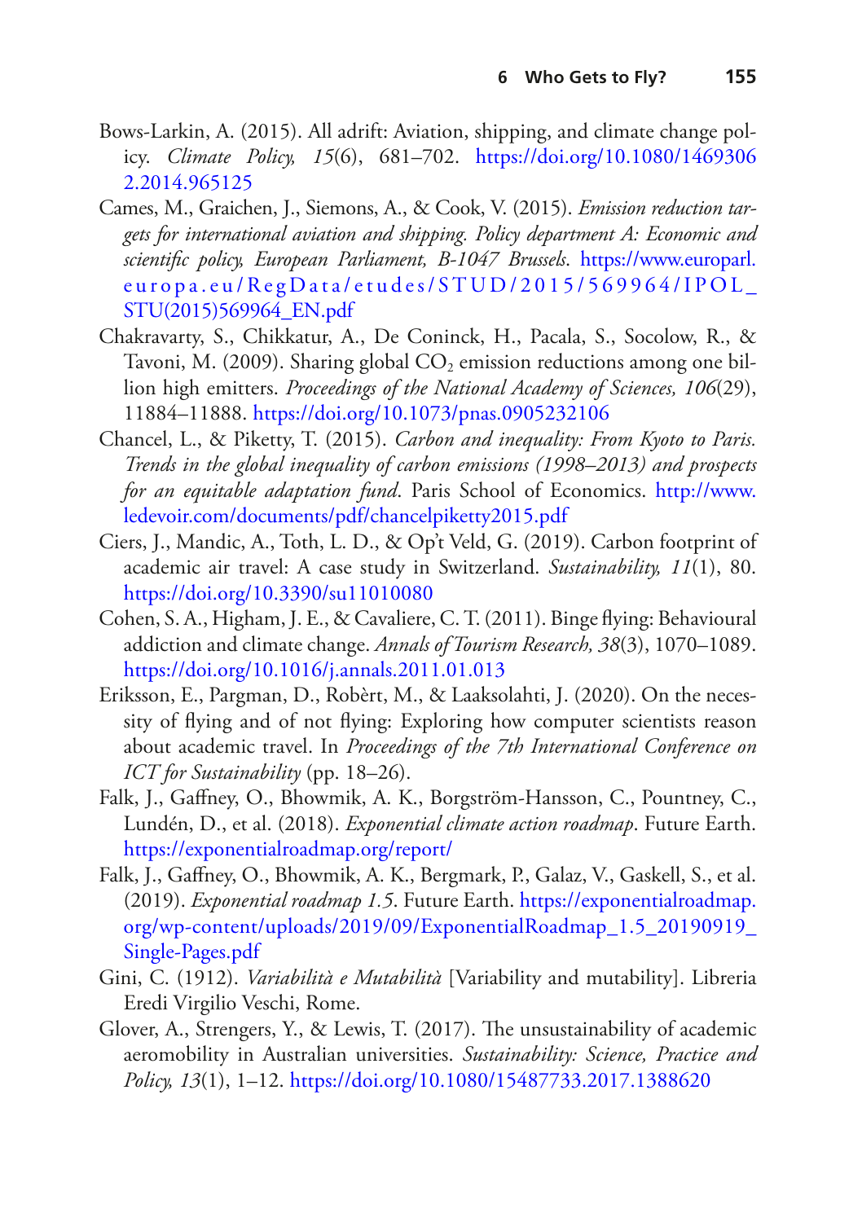Bows-Larkin, A. (2015). All adrift: Aviation, shipping, and climate change policy. *Climate Policy, 15*(6), 681–702. https://doi.org/10.1080/14693062.2014.965125

Cames, M., Graichen, J., Siemons, A., & Cook, V. (2015). *Emission reduction targets for international aviation and shipping. Policy department A: Economic and scientific policy, European Parliament, B-1047 Brussels*. https://www.europarl.europa.eu/RegData/etudes/STUD/2015/569964/IPOL_STU(2015)569964_EN.pdf

Chakravarty, S., Chikkatur, A., De Coninck, H., Pacala, S., Socolow, R., & Tavoni, M. (2009). Sharing global $CO_2$ emission reductions among one billion high emitters. *Proceedings of the National Academy of Sciences, 106*(29), 11884–11888. https://doi.org/10.1073/pnas.0905232106

Chancel, L., & Piketty, T. (2015). *Carbon and inequality: From Kyoto to Paris. Trends in the global inequality of carbon emissions (1998–2013) and prospects for an equitable adaptation fund*. Paris School of Economics. http://www.ledevoir.com/documents/pdf/chancelpiketty2015.pdf

Ciers, J., Mandic, A., Toth, L. D., & Op't Veld, G. (2019). Carbon footprint of academic air travel: A case study in Switzerland. *Sustainability, 11*(1), 80. https://doi.org/10.3390/su11010080

Cohen, S. A., Higham, J. E., & Cavaliere, C. T. (2011). Binge flying: Behavioural addiction and climate change. *Annals of Tourism Research, 38*(3), 1070–1089. https://doi.org/10.1016/j.annals.2011.01.013

Eriksson, E., Pargman, D., Robèrt, M., & Laaksolahti, J. (2020). On the necessity of flying and of not flying: Exploring how computer scientists reason about academic travel. In *Proceedings of the 7th International Conference on ICT for Sustainability* (pp. 18–26).

Falk, J., Gaffney, O., Bhowmik, A. K., Borgström-Hansson, C., Pountney, C., Lundén, D., et al. (2018). *Exponential climate action roadmap*. Future Earth. https://exponentialroadmap.org/report/

Falk, J., Gaffney, O., Bhowmik, A. K., Bergmark, P., Galaz, V., Gaskell, S., et al. (2019). *Exponential roadmap 1.5*. Future Earth. https://exponentialroadmap.org/wp-content/uploads/2019/09/ExponentialRoadmap_1.5_20190919_Single-Pages.pdf

Gini, C. (1912). *Variabilità e Mutabilità* [Variability and mutability]. Libreria Eredi Virgilio Veschi, Rome.

Glover, A., Strengers, Y., & Lewis, T. (2017). The unsustainability of academic aeromobility in Australian universities. *Sustainability: Science, Practice and Policy, 13*(1), 1–12. https://doi.org/10.1080/15487733.2017.1388620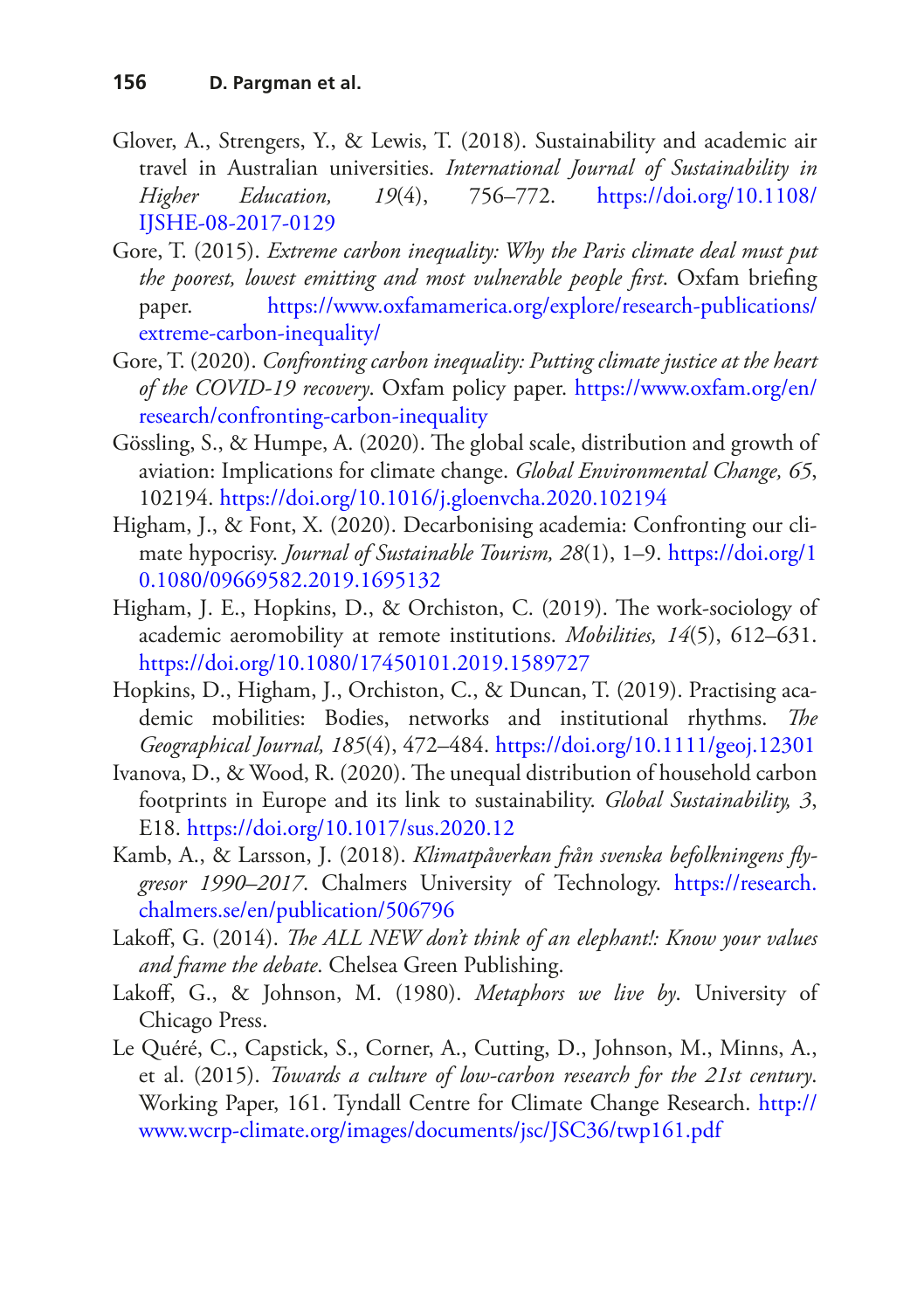Glover, A., Strengers, Y., & Lewis, T. (2018). Sustainability and academic air travel in Australian universities. *International Journal of Sustainability in Higher Education, 19*(4), 756–772. https://doi.org/10.1108/IJSHE-08-2017-0129

Gore, T. (2015). *Extreme carbon inequality: Why the Paris climate deal must put the poorest, lowest emitting and most vulnerable people first*. Oxfam briefing paper. https://www.oxfamamerica.org/explore/research-publications/extreme-carbon-inequality/

Gore, T. (2020). *Confronting carbon inequality: Putting climate justice at the heart of the COVID-19 recovery*. Oxfam policy paper. https://www.oxfam.org/en/research/confronting-carbon-inequality

Gössling, S., & Humpe, A. (2020). The global scale, distribution and growth of aviation: Implications for climate change. *Global Environmental Change, 65*, 102194. https://doi.org/10.1016/j.gloenvcha.2020.102194

Higham, J., & Font, X. (2020). Decarbonising academia: Confronting our climate hypocrisy. *Journal of Sustainable Tourism, 28*(1), 1–9. https://doi.org/10.1080/09669582.2019.1695132

Higham, J. E., Hopkins, D., & Orchiston, C. (2019). The work-sociology of academic aeromobility at remote institutions. *Mobilities, 14*(5), 612–631. https://doi.org/10.1080/17450101.2019.1589727

Hopkins, D., Higham, J., Orchiston, C., & Duncan, T. (2019). Practising academic mobilities: Bodies, networks and institutional rhythms. *The Geographical Journal, 185*(4), 472–484. https://doi.org/10.1111/geoj.12301

Ivanova, D., & Wood, R. (2020). The unequal distribution of household carbon footprints in Europe and its link to sustainability. *Global Sustainability, 3*, E18. https://doi.org/10.1017/sus.2020.12

Kamb, A., & Larsson, J. (2018). *Klimatpåverkan från svenska befolkningens flygresor 1990–2017*. Chalmers University of Technology. https://research.chalmers.se/en/publication/506796

Lakoff, G. (2014). *The ALL NEW don't think of an elephant!: Know your values and frame the debate*. Chelsea Green Publishing.

Lakoff, G., & Johnson, M. (1980). *Metaphors we live by*. University of Chicago Press.

Le Quéré, C., Capstick, S., Corner, A., Cutting, D., Johnson, M., Minns, A., et al. (2015). *Towards a culture of low-carbon research for the 21st century*. Working Paper, 161. Tyndall Centre for Climate Change Research. http://www.wcrp-climate.org/images/documents/jsc/JSC36/twp161.pdf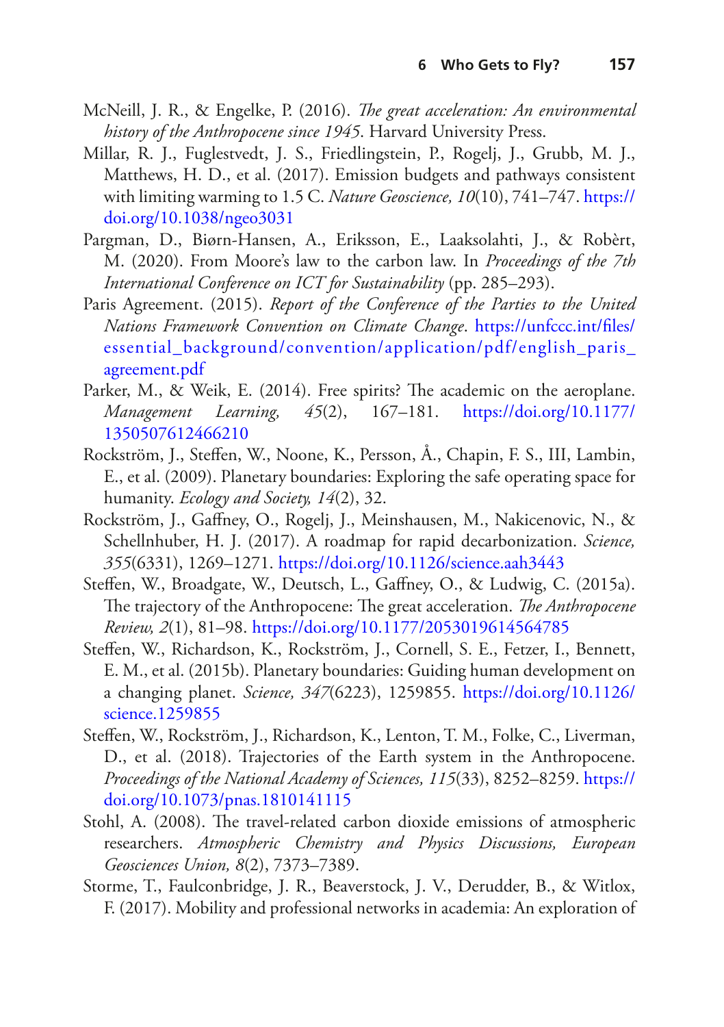McNeill, J. R., & Engelke, P. (2016). *The great acceleration: An environmental history of the Anthropocene since 1945*. Harvard University Press.

Millar, R. J., Fuglestvedt, J. S., Friedlingstein, P., Rogelj, J., Grubb, M. J., Matthews, H. D., et al. (2017). Emission budgets and pathways consistent with limiting warming to 1.5 C. *Nature Geoscience, 10*(10), 741–747. https://doi.org/10.1038/ngeo3031

Pargman, D., Biørn-Hansen, A., Eriksson, E., Laaksolahti, J., & Robèrt, M. (2020). From Moore's law to the carbon law. In *Proceedings of the 7th International Conference on ICT for Sustainability* (pp. 285–293).

Paris Agreement. (2015). *Report of the Conference of the Parties to the United Nations Framework Convention on Climate Change*. https://unfccc.int/files/essential_background/convention/application/pdf/english_paris_agreement.pdf

Parker, M., & Weik, E. (2014). Free spirits? The academic on the aeroplane. *Management Learning, 45*(2), 167–181. https://doi.org/10.1177/1350507612466210

Rockström, J., Steffen, W., Noone, K., Persson, Å., Chapin, F. S., III, Lambin, E., et al. (2009). Planetary boundaries: Exploring the safe operating space for humanity. *Ecology and Society, 14*(2), 32.

Rockström, J., Gaffney, O., Rogelj, J., Meinshausen, M., Nakicenovic, N., & Schellnhuber, H. J. (2017). A roadmap for rapid decarbonization. *Science, 355*(6331), 1269–1271. https://doi.org/10.1126/science.aah3443

Steffen, W., Broadgate, W., Deutsch, L., Gaffney, O., & Ludwig, C. (2015a). The trajectory of the Anthropocene: The great acceleration. *The Anthropocene Review, 2*(1), 81–98. https://doi.org/10.1177/2053019614564785

Steffen, W., Richardson, K., Rockström, J., Cornell, S. E., Fetzer, I., Bennett, E. M., et al. (2015b). Planetary boundaries: Guiding human development on a changing planet. *Science, 347*(6223), 1259855. https://doi.org/10.1126/science.1259855

Steffen, W., Rockström, J., Richardson, K., Lenton, T. M., Folke, C., Liverman, D., et al. (2018). Trajectories of the Earth system in the Anthropocene. *Proceedings of the National Academy of Sciences, 115*(33), 8252–8259. https://doi.org/10.1073/pnas.1810141115

Stohl, A. (2008). The travel-related carbon dioxide emissions of atmospheric researchers. *Atmospheric Chemistry and Physics Discussions, European Geosciences Union, 8*(2), 7373–7389.

Storme, T., Faulconbridge, J. R., Beaverstock, J. V., Derudder, B., & Witlox, F. (2017). Mobility and professional networks in academia: An exploration of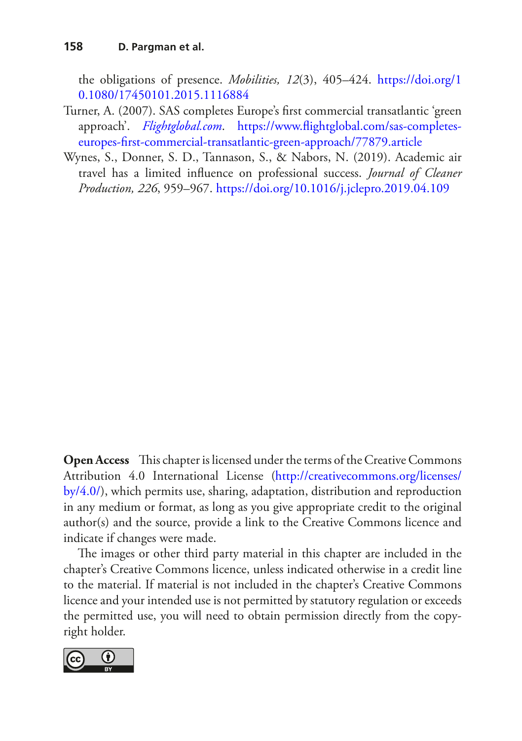the obligations of presence. *Mobilities, 12*(3), 405–424. https://doi.org/10.1080/17450101.2015.1116884

Turner, A. (2007). SAS completes Europe's first commercial transatlantic 'green approach'. *Flightglobal.com*. https://www.flightglobal.com/sas-completes-europes-first-commercial-transatlantic-green-approach/77879.article

Wynes, S., Donner, S. D., Tannason, S., & Nabors, N. (2019). Academic air travel has a limited influence on professional success. *Journal of Cleaner Production, 226*, 959–967. https://doi.org/10.1016/j.jclepro.2019.04.109

**Open Access** This chapter is licensed under the terms of the Creative Commons Attribution 4.0 International License (http://creativecommons.org/licenses/by/4.0/), which permits use, sharing, adaptation, distribution and reproduction in any medium or format, as long as you give appropriate credit to the original author(s) and the source, provide a link to the Creative Commons licence and indicate if changes were made.

The images or other third party material in this chapter are included in the chapter's Creative Commons licence, unless indicated otherwise in a credit line to the material. If material is not included in the chapter's Creative Commons licence and your intended use is not permitted by statutory regulation or exceeds the permitted use, you will need to obtain permission directly from the copyright holder.